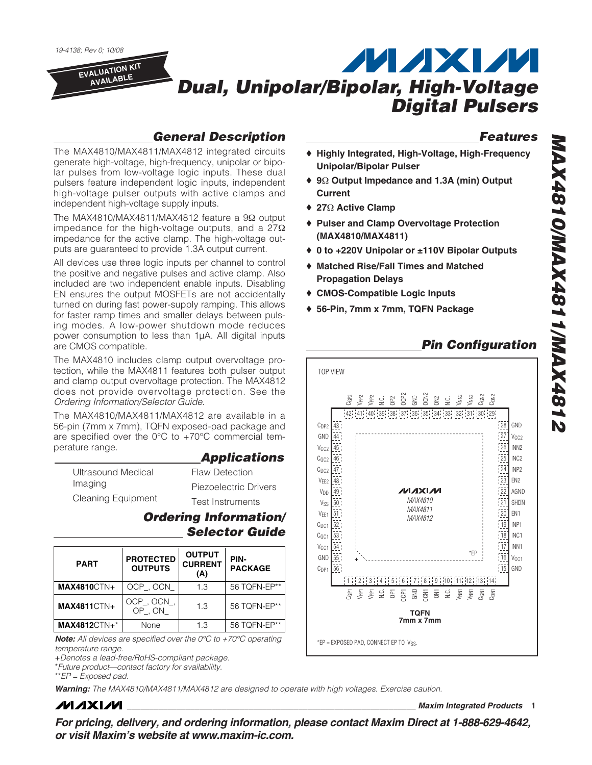19-4138; Rev 0; 10/08

EVALUATION KIT AVAILABLE

# Dual, Unipolar/Bipolar, High-Voltage Digital Pulsers

## General Description

The MAX4810/MAX4811/MAX4812 integrated circuits generate high-voltage, high-frequency, unipolar or bipolar pulses from low-voltage logic inputs. These dual pulsers feature independent logic inputs, independent high-voltage pulser outputs with active clamps and independent high-voltage supply inputs.

The MAX4810/MAX4811/MAX4812 feature a 9Ω output impedance for the high-voltage outputs, and a 27Ω impedance for the active clamp. The high-voltage outputs are guaranteed to provide 1.3A output current.

All devices use three logic inputs per channel to control the positive and negative pulses and active clamp. Also included are two independent enable inputs. Disabling EN ensures the output MOSFETs are not accidentally turned on during fast power-supply ramping. This allows for faster ramp times and smaller delays between pulsing modes. A low-power shutdown mode reduces power consumption to less than 1µA. All digital inputs are CMOS compatible.

The MAX4810 includes clamp output overvoltage protection, while the MAX4811 features both pulser output and clamp output overvoltage protection. The MAX4812 does not provide overvoltage protection. See the *Ordering Information/Selector Guide*.

The MAX4810/MAX4811/MAX4812 are available in a 56-pin (7mm x 7mm), TQFN exposed-pad package and are specified over the 0°C to +70°C commercial temperature range.

## Applications

- Ultrasound Medical Imaging
- Cleaning Equipment
- Flaw Detection
- Piezoelectric Drivers
- Test Instruments

## Features

- ♦ Highly Integrated, High-Voltage, High-Frequency Unipolar/Bipolar Pulser
- ♦ 9Ω Output Impedance and 1.3A (min) Output Current
- ♦ 27Ω Active Clamp
- ♦ Pulser and Clamp Overvoltage Protection (MAX4810/MAX4811)
- ♦ 0 to +220V Unipolar or ±110V Bipolar Outputs
- ♦ Matched Rise/Fall Times and Matched Propagation Delays
- ♦ CMOS-Compatible Logic Inputs
- ♦ 56-Pin, 7mm x 7mm, TQFN Package

## Ordering Information/Selector Guide

| PART | PROTECTED OUTPUTS | OUTPUT CURRENT (A) | PIN-PACKAGE |
|---|---|---|---|
| **MAX4810**CTN+ | OCP_, OCN_ | 1.3 | 56 TQFN-EP** |
| **MAX4811**CTN+ | OCP_, OCN_, OP_, ON_ | 1.3 | 56 TQFN-EP** |
| **MAX4812**CTN+* | None | 1.3 | 56 TQFN-EP** |

***Note:*** *All devices are specified over the 0°C to +70°C operating temperature range.*

*+Denotes a lead-free/RoHS-compliant package.*

*\*Future product—contact factory for availability.*

*\*\*EP = Exposed pad.*

## Pin Configuration

TOP VIEW

Top (pins 42 to 29): $C_{GP2}$, $V_{PP2}$, $V_{PP2}$, N.C., OP2, OCP2, GND, OCN2, ON2, N.C., $V_{NN2}$, $V_{NN2}$, $C_{GN2}$, $C_{DN2}$

Left (pins 43 to 56): 43 $C_{DP2}$, 44 GND, 45 $V_{CC2}$, 46 $C_{GC2}$, 47 $C_{DC2}$, 48 $V_{EE2}$, 49 $V_{DD}$, 50 $V_{SS}$, 51 $V_{EE1}$, 52 $C_{DC1}$, 53 $C_{GC1}$, 54 $V_{CC1}$, 55 GND, 56 $C_{DP1}$

Right (pins 28 to 15): 28 GND, 27 $V_{CC2}$, 26 INN2, 25 INC2, 24 INP2, 23 EN2, 22 AGND, 21 SHDN, 20 EN1, 19 INP1, 18 INC1, 17 INN1, 16 $V_{CC1}$, 15 GND

Bottom (pins 1 to 14): $C_{GP1}$, $V_{PP1}$, $V_{PP1}$, N.C., OP1, OCP1, GND, OCN1, ON1, N.C., $V_{NN1}$, $V_{NN1}$, $C_{GN1}$, $C_{DN1}$

MAXIM MAX4810 MAX4811 MAX4812

*EP

TQFN 7mm x 7mm

*EP = EXPOSED PAD, CONNECT EP TO $V_{SS}$.

***Warning:*** *The MAX4810/MAX4811/MAX4812 are designed to operate with high voltages. Exercise caution.*

***For pricing, delivery, and ordering information, please contact Maxim Direct at 1-888-629-4642, or visit Maxim's website at www.maxim-ic.com.***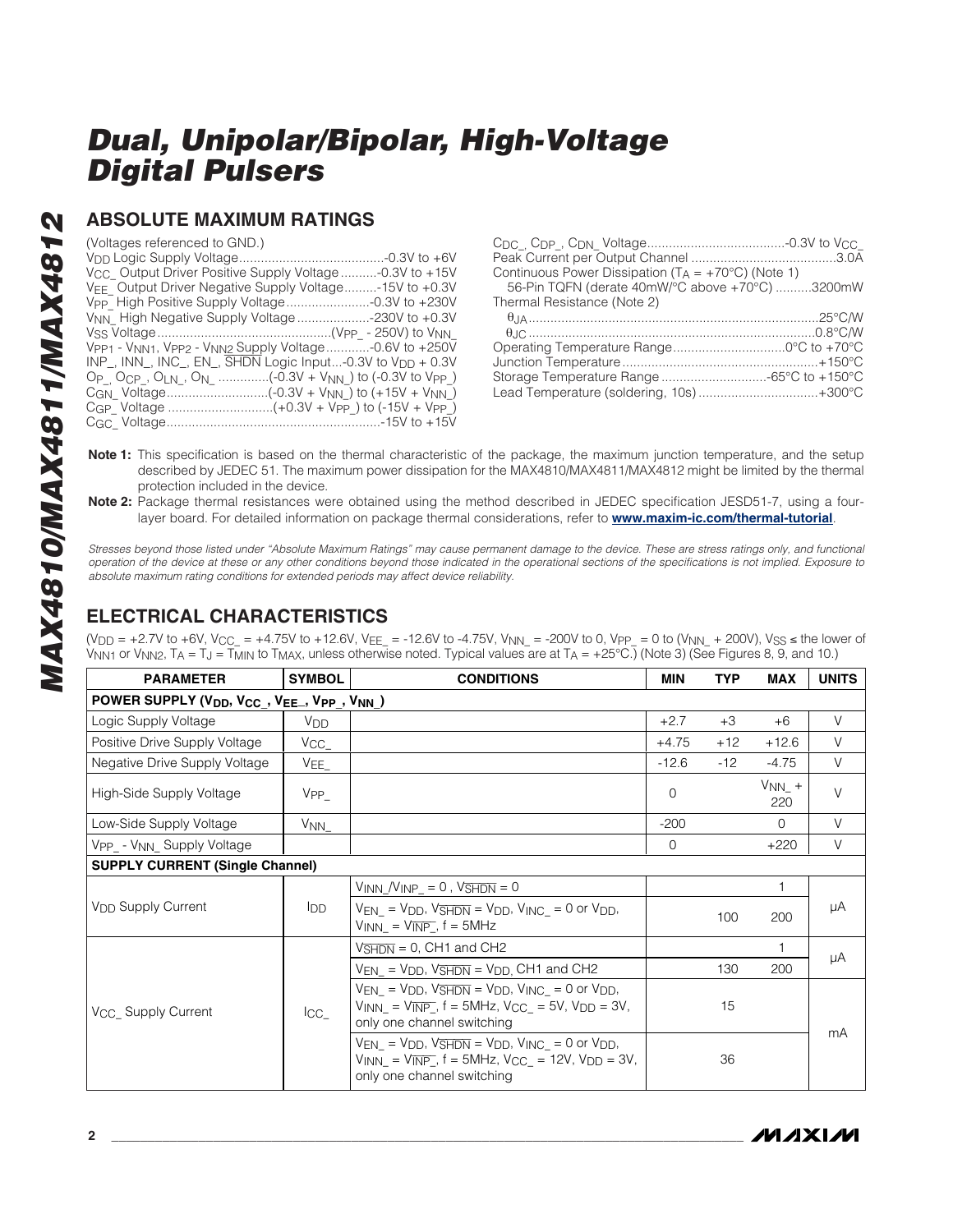# Dual, Unipolar/Bipolar, High-Voltage Digital Pulsers

## ABSOLUTE MAXIMUM RATINGS

(Voltages referenced to GND.)

$V_{DD}$ Logic Supply Voltage........................................-0.3V to +6V
$V_{CC\_}$ Output Driver Positive Supply Voltage..........-0.3V to +15V
$V_{EE\_}$ Output Driver Negative Supply Voltage.........-15V to +0.3V
$V_{PP\_}$ High Positive Supply Voltage.......................-0.3V to +230V
$V_{NN\_}$ High Negative Supply Voltage....................-230V to +0.3V
$V_{SS}$ Voltage................................................($V_{PP\_}$ - 250V) to $V_{NN\_}$
$V_{PP1}$ - $V_{NN1}$, $V_{PP2}$ - $V_{NN2}$ Supply Voltage............-0.6V to +250V
INP_, INN_, INC_, EN_, $\overline{SHDN}$ Logic Input...-0.3V to $V_{DD}$ + 0.3V
$O_{P\_}$, $O_{CP\_}$, $O_{LN\_}$, $O_{N\_}$ ..............(-0.3V + $V_{NN\_}$) to (-0.3V to $V_{PP\_}$)
$C_{GN\_}$ Voltage............................(-0.3V + $V_{NN\_}$) to (+15V + $V_{NN\_}$)
$C_{GP\_}$ Voltage ............................(+0.3V + $V_{PP\_}$) to (-15V + $V_{PP\_}$)
$C_{GC\_}$ Voltage...........................................................-15V to +15V
$C_{DC\_}$, $C_{DP\_}$, $C_{DN\_}$ Voltage......................................-0.3V to $V_{CC\_}$
Peak Current per Output Channel ........................................3.0A
Continuous Power Dissipation ($T_A$ = +70°C) (Note 1)
  56-Pin TQFN (derate 40mW/°C above +70°C) ..........3200mW
Thermal Resistance (Note 2)
  $\theta_{JA}$.................................................................................25°C/W
  $\theta_{JC}$ ...............................................................................0.8°C/W
Operating Temperature Range...............................0°C to +70°C
Junction Temperature......................................................+150°C
Storage Temperature Range .............................-65°C to +150°C
Lead Temperature (soldering, 10s) .................................+300°C

**Note 1:** This specification is based on the thermal characteristic of the package, the maximum junction temperature, and the setup described by JEDEC 51. The maximum power dissipation for the MAX4810/MAX4811/MAX4812 might be limited by the thermal protection included in the device.

**Note 2:** Package thermal resistances were obtained using the method described in JEDEC specification JESD51-7, using a four-layer board. For detailed information on package thermal considerations, refer to **www.maxim-ic.com/thermal-tutorial**.

*Stresses beyond those listed under "Absolute Maximum Ratings" may cause permanent damage to the device. These are stress ratings only, and functional operation of the device at these or any other conditions beyond those indicated in the operational sections of the specifications is not implied. Exposure to absolute maximum rating conditions for extended periods may affect device reliability.*

## ELECTRICAL CHARACTERISTICS

($V_{DD}$ = +2.7V to +6V, $V_{CC\_}$ = +4.75V to +12.6V, $V_{EE\_}$ = -12.6V to -4.75V, $V_{NN\_}$ = -200V to 0, $V_{PP\_}$ = 0 to ($V_{NN\_}$ + 200V), $V_{SS}$ ≤ the lower of $V_{NN1}$ or $V_{NN2}$, $T_A$ = $T_J$ = $T_{MIN}$ to $T_{MAX}$, unless otherwise noted. Typical values are at $T_A$ = +25°C.) (Note 3) (See Figures 8, 9, and 10.)

| PARAMETER | SYMBOL | CONDITIONS | MIN | TYP | MAX | UNITS |
|---|---|---|---|---|---|---|
| **POWER SUPPLY ($V_{DD}$, $V_{CC\_}$, $V_{EE\_}$, $V_{PP\_}$, $V_{NN\_}$)** | | | | | | |
| Logic Supply Voltage | $V_{DD}$ | | +2.7 | +3 | +6 | V |
| Positive Drive Supply Voltage | $V_{CC\_}$ | | +4.75 | +12 | +12.6 | V |
| Negative Drive Supply Voltage | $V_{EE\_}$ | | -12.6 | -12 | -4.75 | V |
| High-Side Supply Voltage | $V_{PP\_}$ | | 0 | | $V_{NN\_}$ + 220 | V |
| Low-Side Supply Voltage | $V_{NN\_}$ | | -200 | | 0 | V |
| $V_{PP\_}$ - $V_{NN\_}$ Supply Voltage | | | 0 | | +220 | V |
| **SUPPLY CURRENT (Single Channel)** | | | | | | |
| $V_{DD}$ Supply Current | $I_{DD}$ | $V_{INN\_}$/$V_{INP\_}$ = 0 , $V_{\overline{SHDN}}$ = 0 | | | 1 | µA |
| | | $V_{EN\_}$ = $V_{DD}$, $V_{\overline{SHDN}}$ = $V_{DD}$, $V_{INC\_}$ = 0 or $V_{DD}$, $V_{INN\_}$ = $V_{\overline{INP\_}}$, f = 5MHz | | 100 | 200 | |
| $V_{CC\_}$ Supply Current | $I_{CC\_}$ | $V_{\overline{SHDN}}$ = 0, CH1 and CH2 | | | 1 | µA |
| | | $V_{EN\_}$ = $V_{DD}$, $V_{\overline{SHDN}}$ = $V_{DD}$, CH1 and CH2 | | 130 | 200 | |
| | | $V_{EN\_}$ = $V_{DD}$, $V_{\overline{SHDN}}$ = $V_{DD}$, $V_{INC\_}$ = 0 or $V_{DD}$, $V_{INN\_}$ = $V_{\overline{INP\_}}$, f = 5MHz, $V_{CC\_}$ = 5V, $V_{DD}$ = 3V, only one channel switching | | 15 | | mA |
| | | $V_{EN\_}$ = $V_{DD}$, $V_{\overline{SHDN}}$ = $V_{DD}$, $V_{INC\_}$ = 0 or $V_{DD}$, $V_{INN\_}$ = $V_{\overline{INP\_}}$, f = 5MHz, $V_{CC\_}$ = 12V, $V_{DD}$ = 3V, only one channel switching | | 36 | | |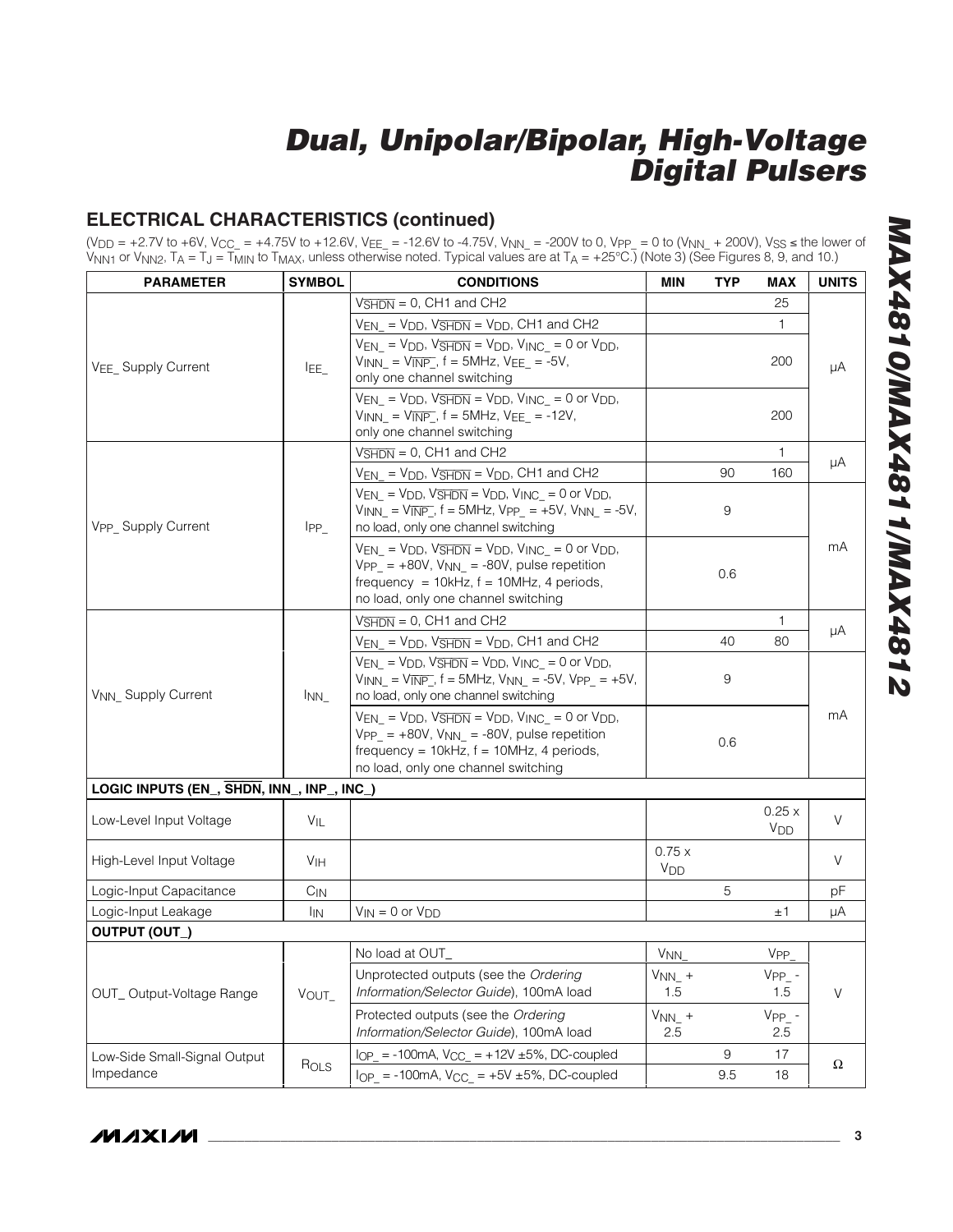## ELECTRICAL CHARACTERISTICS (continued)

($V_{DD}$ = +2.7V to +6V, $V_{CC\_}$ = +4.75V to +12.6V, $V_{EE\_}$ = -12.6V to -4.75V, $V_{NN\_}$ = -200V to 0, $V_{PP\_}$ = 0 to ($V_{NN\_}$ + 200V), $V_{SS}$ ≤ the lower of $V_{NN1}$ or $V_{NN2}$, $T_A = T_J = T_{MIN}$ to $T_{MAX}$, unless otherwise noted. Typical values are at $T_A$ = +25°C.) (Note 3) (See Figures 8, 9, and 10.)

| PARAMETER | SYMBOL | CONDITIONS | MIN | TYP | MAX | UNITS |
|---|---|---|---|---|---|---|
| $V_{EE\_}$ Supply Current | $I_{EE\_}$ | $V_{\overline{SHDN}}$ = 0, CH1 and CH2 | | | 25 | µA |
| | | $V_{EN\_} = V_{DD}$, $V_{\overline{SHDN}} = V_{DD}$, CH1 and CH2 | | | 1 | |
| | | $V_{EN\_} = V_{DD}$, $V_{\overline{SHDN}} = V_{DD}$, $V_{INC\_}$ = 0 or $V_{DD}$, $V_{INN\_} = V_{\overline{INP}\_}$, f = 5MHz, $V_{EE\_}$ = -5V, only one channel switching | | | 200 | |
| | | $V_{EN\_} = V_{DD}$, $V_{\overline{SHDN}} = V_{DD}$, $V_{INC\_}$ = 0 or $V_{DD}$, $V_{INN\_} = V_{\overline{INP}\_}$, f = 5MHz, $V_{EE\_}$ = -12V, only one channel switching | | | 200 | |
| $V_{PP\_}$ Supply Current | $I_{PP\_}$ | $V_{\overline{SHDN}}$ = 0, CH1 and CH2 | | | 1 | µA |
| | | $V_{EN\_} = V_{DD}$, $V_{\overline{SHDN}} = V_{DD}$, CH1 and CH2 | | 90 | 160 | |
| | | $V_{EN\_} = V_{DD}$, $V_{\overline{SHDN}} = V_{DD}$, $V_{INC\_}$ = 0 or $V_{DD}$, $V_{INN\_} = V_{\overline{INP}\_}$, f = 5MHz, $V_{PP\_}$ = +5V, $V_{NN\_}$ = -5V, no load, only one channel switching | | 9 | | mA |
| | | $V_{EN\_} = V_{DD}$, $V_{\overline{SHDN}} = V_{DD}$, $V_{INC\_}$ = 0 or $V_{DD}$, $V_{PP\_}$ = +80V, $V_{NN\_}$ = -80V, pulse repetition frequency = 10kHz, f = 10MHz, 4 periods, no load, only one channel switching | | 0.6 | | |
| $V_{NN\_}$ Supply Current | $I_{NN\_}$ | $V_{\overline{SHDN}}$ = 0, CH1 and CH2 | | | 1 | µA |
| | | $V_{EN\_} = V_{DD}$, $V_{\overline{SHDN}} = V_{DD}$, CH1 and CH2 | | 40 | 80 | |
| | | $V_{EN\_} = V_{DD}$, $V_{\overline{SHDN}} = V_{DD}$, $V_{INC\_}$ = 0 or $V_{DD}$, $V_{INN\_} = V_{\overline{INP}\_}$, f = 5MHz, $V_{NN\_}$ = -5V, $V_{PP\_}$ = +5V, no load, only one channel switching | | 9 | | mA |
| | | $V_{EN\_} = V_{DD}$, $V_{\overline{SHDN}} = V_{DD}$, $V_{INC\_}$ = 0 or $V_{DD}$, $V_{PP\_}$ = +80V, $V_{NN\_}$ = -80V, pulse repetition frequency = 10kHz, f = 10MHz, 4 periods, no load, only one channel switching | | 0.6 | | |
| **LOGIC INPUTS (EN_, $\overline{SHDN}$, INN_, INP_, INC_)** | | | | | | |
| Low-Level Input Voltage | $V_{IL}$ | | | | 0.25 x $V_{DD}$ | V |
| High-Level Input Voltage | $V_{IH}$ | | 0.75 x $V_{DD}$ | | | V |
| Logic-Input Capacitance | $C_{IN}$ | | | 5 | | pF |
| Logic-Input Leakage | $I_{IN}$ | $V_{IN}$ = 0 or $V_{DD}$ | | | ±1 | µA |
| **OUTPUT (OUT_)** | | | | | | |
| OUT_ Output-Voltage Range | $V_{OUT\_}$ | No load at OUT_ | $V_{NN\_}$ | | $V_{PP\_}$ | V |
| | | Unprotected outputs (see the *Ordering Information/Selector Guide*), 100mA load | $V_{NN\_}$ + 1.5 | | $V_{PP\_}$ - 1.5 | |
| | | Protected outputs (see the *Ordering Information/Selector Guide*), 100mA load | $V_{NN\_}$ + 2.5 | | $V_{PP\_}$ - 2.5 | |
| Low-Side Small-Signal Output Impedance | $R_{OLS}$ | $I_{OP\_}$ = -100mA, $V_{CC\_}$ = +12V ±5%, DC-coupled | | 9 | 17 | Ω |
| | | $I_{OP\_}$ = -100mA, $V_{CC\_}$ = +5V ±5%, DC-coupled | | 9.5 | 18 | |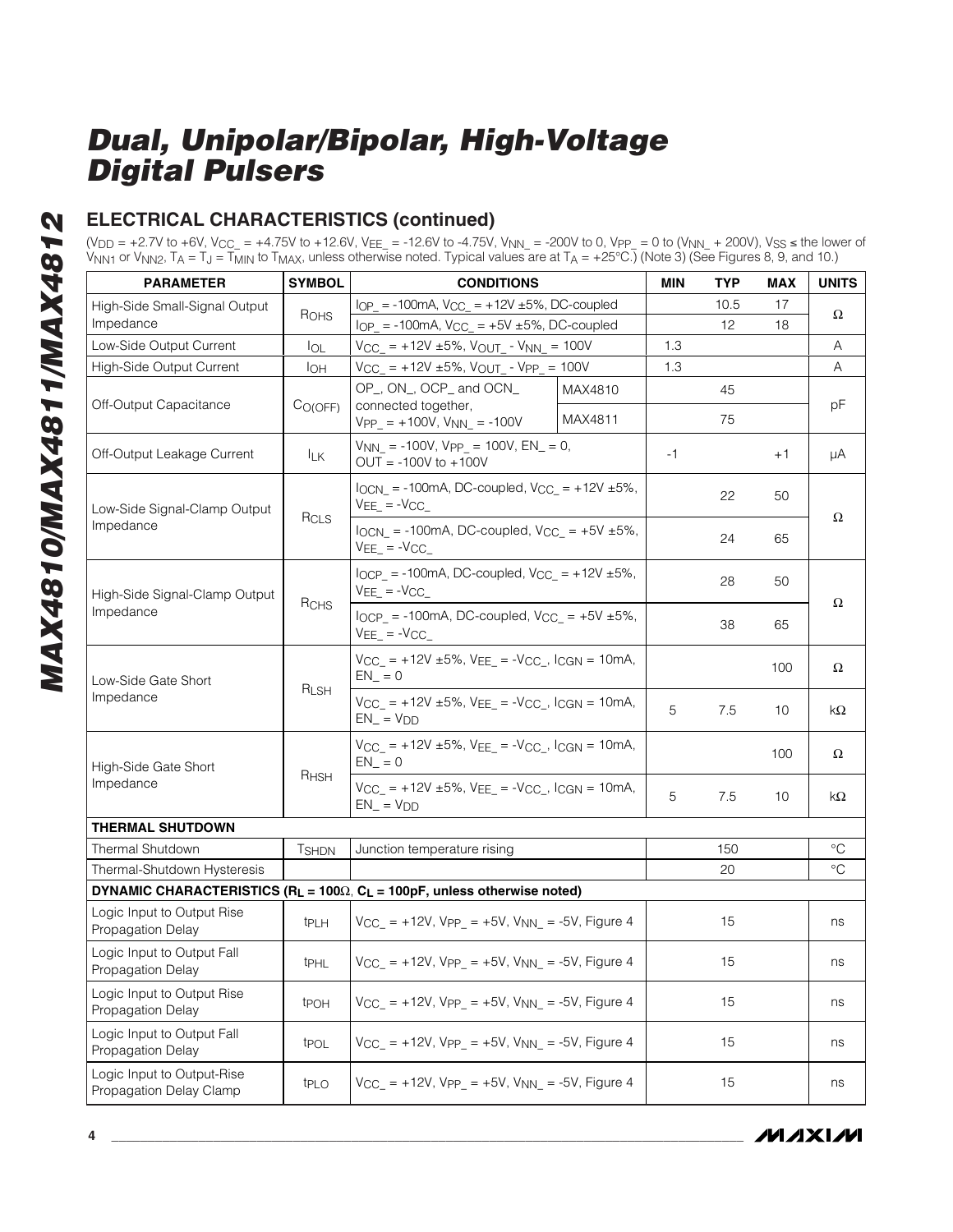# Dual, Unipolar/Bipolar, High-Voltage Digital Pulsers

## ELECTRICAL CHARACTERISTICS (continued)

($V_{DD}$ = +2.7V to +6V, $V_{CC\_}$ = +4.75V to +12.6V, $V_{EE\_}$ = -12.6V to -4.75V, $V_{NN\_}$ = -200V to 0, $V_{PP\_}$ = 0 to ($V_{NN\_}$ + 200V), $V_{SS}$ ≤ the lower of $V_{NN1}$ or $V_{NN2}$, $T_A$ = $T_J$ = $T_{MIN}$ to $T_{MAX}$, unless otherwise noted. Typical values are at $T_A$ = +25°C.) (Note 3) (See Figures 8, 9, and 10.)

| PARAMETER | SYMBOL | CONDITIONS | | MIN | TYP | MAX | UNITS |
|---|---|---|---|---|---|---|---|
| High-Side Small-Signal Output Impedance | $R_{OHS}$ | $I_{OP\_}$ = -100mA, $V_{CC\_}$ = +12V ±5%, DC-coupled | | | 10.5 | 17 | Ω |
| | | $I_{OP\_}$ = -100mA, $V_{CC\_}$ = +5V ±5%, DC-coupled | | | 12 | 18 | |
| Low-Side Output Current | $I_{OL}$ | $V_{CC\_}$ = +12V ±5%, $V_{OUT\_}$ - $V_{NN\_}$ = 100V | | 1.3 | | | A |
| High-Side Output Current | $I_{OH}$ | $V_{CC\_}$ = +12V ±5%, $V_{OUT\_}$ - $V_{PP\_}$ = 100V | | 1.3 | | | A |
| Off-Output Capacitance | $C_{O(OFF)}$ | OP_, ON_, OCP_ and OCN_ connected together, $V_{PP\_}$ = +100V, $V_{NN\_}$ = -100V | MAX4810 | | 45 | | pF |
| | | | MAX4811 | | 75 | | |
| Off-Output Leakage Current | $I_{LK}$ | $V_{NN\_}$ = -100V, $V_{PP\_}$ = 100V, $EN\_$ = 0, OUT = -100V to +100V | | -1 | | +1 | µA |
| Low-Side Signal-Clamp Output Impedance | $R_{CLS}$ | $I_{OCN\_}$ = -100mA, DC-coupled, $V_{CC\_}$ = +12V ±5%, $V_{EE\_}$ = $-V_{CC\_}$ | | | 22 | 50 | Ω |
| | | $I_{OCN\_}$ = -100mA, DC-coupled, $V_{CC\_}$ = +5V ±5%, $V_{EE\_}$ = $-V_{CC\_}$ | | | 24 | 65 | |
| High-Side Signal-Clamp Output Impedance | $R_{CHS}$ | $I_{OCP\_}$ = -100mA, DC-coupled, $V_{CC\_}$ = +12V ±5%, $V_{EE\_}$ = $-V_{CC\_}$ | | | 28 | 50 | Ω |
| | | $I_{OCP\_}$ = -100mA, DC-coupled, $V_{CC\_}$ = +5V ±5%, $V_{EE\_}$ = $-V_{CC\_}$ | | | 38 | 65 | |
| Low-Side Gate Short Impedance | $R_{LSH}$ | $V_{CC\_}$ = +12V ±5%, $V_{EE\_}$ = $-V_{CC\_}$, $I_{CGN}$ = 10mA, $EN\_$ = 0 | | | | 100 | Ω |
| | | $V_{CC\_}$ = +12V ±5%, $V_{EE\_}$ = $-V_{CC\_}$, $I_{CGN}$ = 10mA, $EN\_$ = $V_{DD}$ | | 5 | 7.5 | 10 | kΩ |
| High-Side Gate Short Impedance | $R_{HSH}$ | $V_{CC\_}$ = +12V ±5%, $V_{EE\_}$ = $-V_{CC\_}$, $I_{CGN}$ = 10mA, $EN\_$ = 0 | | | | 100 | Ω |
| | | $V_{CC\_}$ = +12V ±5%, $V_{EE\_}$ = $-V_{CC\_}$, $I_{CGN}$ = 10mA, $EN\_$ = $V_{DD}$ | | 5 | 7.5 | 10 | kΩ |
| **THERMAL SHUTDOWN** | | | | | | | |
| Thermal Shutdown | $T_{SHDN}$ | Junction temperature rising | | | 150 | | °C |
| Thermal-Shutdown Hysteresis | | | | | 20 | | °C |
| **DYNAMIC CHARACTERISTICS ($R_L$ = 100Ω, $C_L$ = 100pF, unless otherwise noted)** | | | | | | | |
| Logic Input to Output Rise Propagation Delay | $t_{PLH}$ | $V_{CC\_}$ = +12V, $V_{PP\_}$ = +5V, $V_{NN\_}$ = -5V, Figure 4 | | | 15 | | ns |
| Logic Input to Output Fall Propagation Delay | $t_{PHL}$ | $V_{CC\_}$ = +12V, $V_{PP\_}$ = +5V, $V_{NN\_}$ = -5V, Figure 4 | | | 15 | | ns |
| Logic Input to Output Rise Propagation Delay | $t_{POH}$ | $V_{CC\_}$ = +12V, $V_{PP\_}$ = +5V, $V_{NN\_}$ = -5V, Figure 4 | | | 15 | | ns |
| Logic Input to Output Fall Propagation Delay | $t_{POL}$ | $V_{CC\_}$ = +12V, $V_{PP\_}$ = +5V, $V_{NN\_}$ = -5V, Figure 4 | | | 15 | | ns |
| Logic Input to Output-Rise Propagation Delay Clamp | $t_{PLO}$ | $V_{CC\_}$ = +12V, $V_{PP\_}$ = +5V, $V_{NN\_}$ = -5V, Figure 4 | | | 15 | | ns |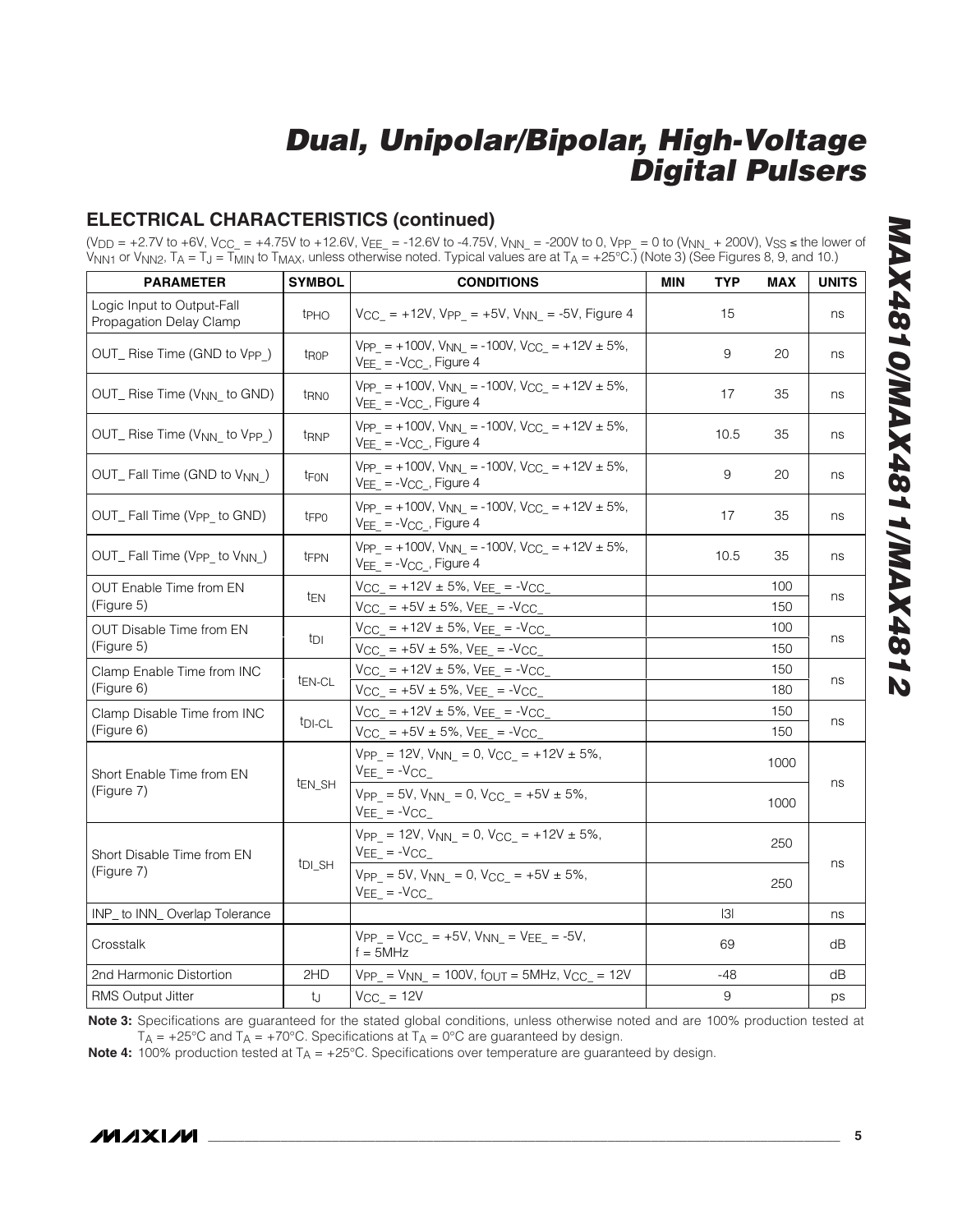## ELECTRICAL CHARACTERISTICS (continued)

($V_{DD}$ = +2.7V to +6V, $V_{CC\_}$ = +4.75V to +12.6V, $V_{EE\_}$ = -12.6V to -4.75V, $V_{NN\_}$ = -200V to 0, $V_{PP\_}$ = 0 to ($V_{NN\_}$ + 200V), $V_{SS}$ ≤ the lower of $V_{NN1}$ or $V_{NN2}$, $T_A = T_J = T_{MIN}$ to $T_{MAX}$, unless otherwise noted. Typical values are at $T_A$ = +25°C.) (Note 3) (See Figures 8, 9, and 10.)

| PARAMETER | SYMBOL | CONDITIONS | MIN | TYP | MAX | UNITS |
|---|---|---|---|---|---|---|
| Logic Input to Output-Fall Propagation Delay Clamp | $t_{PHO}$ | $V_{CC\_}$ = +12V, $V_{PP\_}$ = +5V, $V_{NN\_}$ = -5V, Figure 4 | | 15 | | ns |
| OUT_ Rise Time (GND to $V_{PP\_}$) | $t_{R0P}$ | $V_{PP\_}$ = +100V, $V_{NN\_}$ = -100V, $V_{CC\_}$ = +12V ± 5%, $V_{EE\_}$ = -$V_{CC\_}$, Figure 4 | | 9 | 20 | ns |
| OUT_ Rise Time ($V_{NN\_}$ to GND) | $t_{RN0}$ | $V_{PP\_}$ = +100V, $V_{NN\_}$ = -100V, $V_{CC\_}$ = +12V ± 5%, $V_{EE\_}$ = -$V_{CC\_}$, Figure 4 | | 17 | 35 | ns |
| OUT_ Rise Time ($V_{NN\_}$ to $V_{PP\_}$) | $t_{RNP}$ | $V_{PP\_}$ = +100V, $V_{NN\_}$ = -100V, $V_{CC\_}$ = +12V ± 5%, $V_{EE\_}$ = -$V_{CC\_}$, Figure 4 | | 10.5 | 35 | ns |
| OUT_ Fall Time (GND to $V_{NN\_}$) | $t_{F0N}$ | $V_{PP\_}$ = +100V, $V_{NN\_}$ = -100V, $V_{CC\_}$ = +12V ± 5%, $V_{EE\_}$ = -$V_{CC\_}$, Figure 4 | | 9 | 20 | ns |
| OUT_ Fall Time ($V_{PP\_}$ to GND) | $t_{FP0}$ | $V_{PP\_}$ = +100V, $V_{NN\_}$ = -100V, $V_{CC\_}$ = +12V ± 5%, $V_{EE\_}$ = -$V_{CC\_}$, Figure 4 | | 17 | 35 | ns |
| OUT_ Fall Time ($V_{PP\_}$ to $V_{NN\_}$) | $t_{FPN}$ | $V_{PP\_}$ = +100V, $V_{NN\_}$ = -100V, $V_{CC\_}$ = +12V ± 5%, $V_{EE\_}$ = -$V_{CC\_}$, Figure 4 | | 10.5 | 35 | ns |
| OUT Enable Time from EN (Figure 5) | $t_{EN}$ | $V_{CC\_}$ = +12V ± 5%, $V_{EE\_}$ = -$V_{CC\_}$ | | | 100 | ns |
| | | $V_{CC\_}$ = +5V ± 5%, $V_{EE\_}$ = -$V_{CC\_}$ | | | 150 | |
| OUT Disable Time from EN (Figure 5) | $t_{DI}$ | $V_{CC\_}$ = +12V ± 5%, $V_{EE\_}$ = -$V_{CC\_}$ | | | 100 | ns |
| | | $V_{CC\_}$ = +5V ± 5%, $V_{EE\_}$ = -$V_{CC\_}$ | | | 150 | |
| Clamp Enable Time from INC (Figure 6) | $t_{EN-CL}$ | $V_{CC\_}$ = +12V ± 5%, $V_{EE\_}$ = -$V_{CC\_}$ | | | 150 | ns |
| | | $V_{CC\_}$ = +5V ± 5%, $V_{EE\_}$ = -$V_{CC\_}$ | | | 180 | |
| Clamp Disable Time from INC (Figure 6) | $t_{DI-CL}$ | $V_{CC\_}$ = +12V ± 5%, $V_{EE\_}$ = -$V_{CC\_}$ | | | 150 | ns |
| | | $V_{CC\_}$ = +5V ± 5%, $V_{EE\_}$ = -$V_{CC\_}$ | | | 150 | |
| Short Enable Time from EN (Figure 7) | $t_{EN\_SH}$ | $V_{PP\_}$ = 12V, $V_{NN\_}$ = 0, $V_{CC\_}$ = +12V ± 5%, $V_{EE\_}$ = -$V_{CC\_}$ | | | 1000 | ns |
| | | $V_{PP\_}$ = 5V, $V_{NN\_}$ = 0, $V_{CC\_}$ = +5V ± 5%, $V_{EE\_}$ = -$V_{CC\_}$ | | | 1000 | |
| Short Disable Time from EN (Figure 7) | $t_{DI\_SH}$ | $V_{PP\_}$ = 12V, $V_{NN\_}$ = 0, $V_{CC\_}$ = +12V ± 5%, $V_{EE\_}$ = -$V_{CC\_}$ | | | 250 | ns |
| | | $V_{PP\_}$ = 5V, $V_{NN\_}$ = 0, $V_{CC\_}$ = +5V ± 5%, $V_{EE\_}$ = -$V_{CC\_}$ | | | 250 | |
| INP_ to INN_ Overlap Tolerance | | | | \|3\| | | ns |
| Crosstalk | | $V_{PP\_}$ = $V_{CC\_}$ = +5V, $V_{NN\_}$ = $V_{EE\_}$ = -5V, f = 5MHz | | 69 | | dB |
| 2nd Harmonic Distortion | 2HD | $V_{PP\_}$ = $V_{NN\_}$ = 100V, $f_{OUT}$ = 5MHz, $V_{CC\_}$ = 12V | | -48 | | dB |
| RMS Output Jitter | $t_J$ | $V_{CC\_}$ = 12V | | 9 | | ps |

**Note 3:** Specifications are guaranteed for the stated global conditions, unless otherwise noted and are 100% production tested at $T_A$ = +25°C and $T_A$ = +70°C. Specifications at $T_A$ = 0°C are guaranteed by design.

**Note 4:** 100% production tested at $T_A$ = +25°C. Specifications over temperature are guaranteed by design.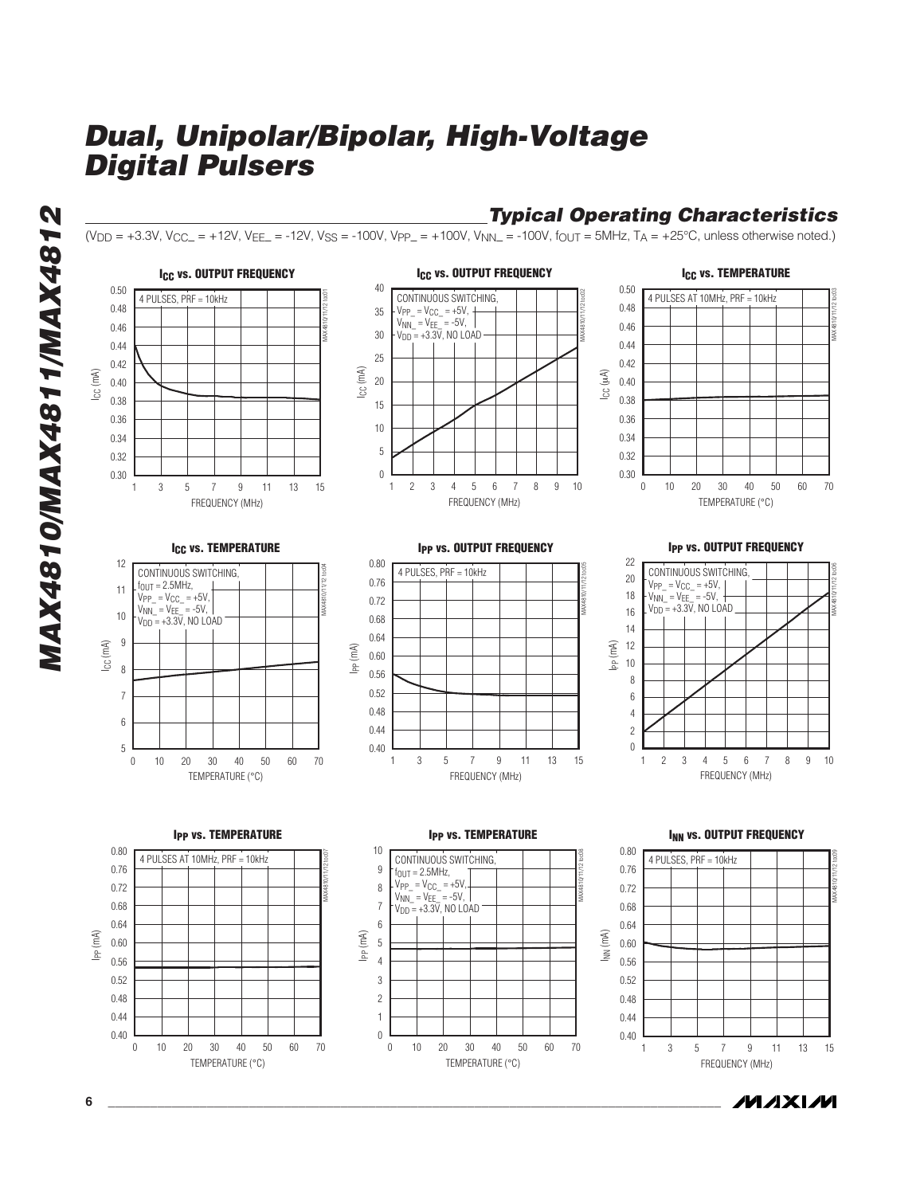## Typical Operating Characteristics

($V_{DD}$ = +3.3V, $V_{CC\_}$ = +12V, $V_{EE\_}$ = -12V, $V_{SS}$ = -100V, $V_{PP\_}$ = +100V, $V_{NN\_}$ = -100V, $f_{OUT}$ = 5MHz, $T_A$ = +25°C, unless otherwise noted.)

**$I_{CC}$ vs. OUTPUT FREQUENCY**

4 PULSES, PRF = 10kHz

$I_{CC}$ (mA) vs. FREQUENCY (MHz)

**$I_{CC}$ vs. OUTPUT FREQUENCY**

CONTINUOUS SWITCHING, $V_{PP\_}$ = $V_{CC\_}$ = +5V, $V_{NN\_}$ = $V_{EE\_}$ = -5V, $V_{DD}$ = +3.3V, NO LOAD

$I_{CC}$ (mA) vs. FREQUENCY (MHz)

**$I_{CC}$ vs. TEMPERATURE**

4 PULSES AT 10MHz, PRF = 10kHz

$I_{CC}$ (µA) vs. TEMPERATURE (°C)

**$I_{CC}$ vs. TEMPERATURE**

CONTINUOUS SWITCHING, $f_{OUT}$ = 2.5MHz, $V_{PP\_}$ = $V_{CC\_}$ = +5V, $V_{NN\_}$ = $V_{EE\_}$ = -5V, $V_{DD}$ = +3.3V, NO LOAD

$I_{CC}$ (mA) vs. TEMPERATURE (°C)

**$I_{PP}$ vs. OUTPUT FREQUENCY**

4 PULSES, PRF = 10kHz

$I_{PP}$ (mA) vs. FREQUENCY (MHz)

**$I_{PP}$ vs. OUTPUT FREQUENCY**

CONTINUOUS SWITCHING, $V_{PP\_}$ = $V_{CC\_}$ = +5V, $V_{NN\_}$ = $V_{EE\_}$ = -5V, $V_{DD}$ = +3.3V, NO LOAD

$I_{PP}$ (mA) vs. FREQUENCY (MHz)

**$I_{PP}$ vs. TEMPERATURE**

4 PULSES AT 10MHz, PRF = 10kHz

$I_{PP}$ (mA) vs. TEMPERATURE (°C)

**$I_{PP}$ vs. TEMPERATURE**

CONTINUOUS SWITCHING, $f_{OUT}$ = 2.5MHz, $V_{PP\_}$ = $V_{CC\_}$ = +5V, $V_{NN\_}$ = $V_{EE\_}$ = -5V, $V_{DD}$ = +3.3V, NO LOAD

$I_{PP}$ (mA) vs. TEMPERATURE (°C)

**$I_{NN}$ vs. OUTPUT FREQUENCY**

4 PULSES, PRF = 10kHz

$I_{NN}$ (mA) vs. FREQUENCY (MHz)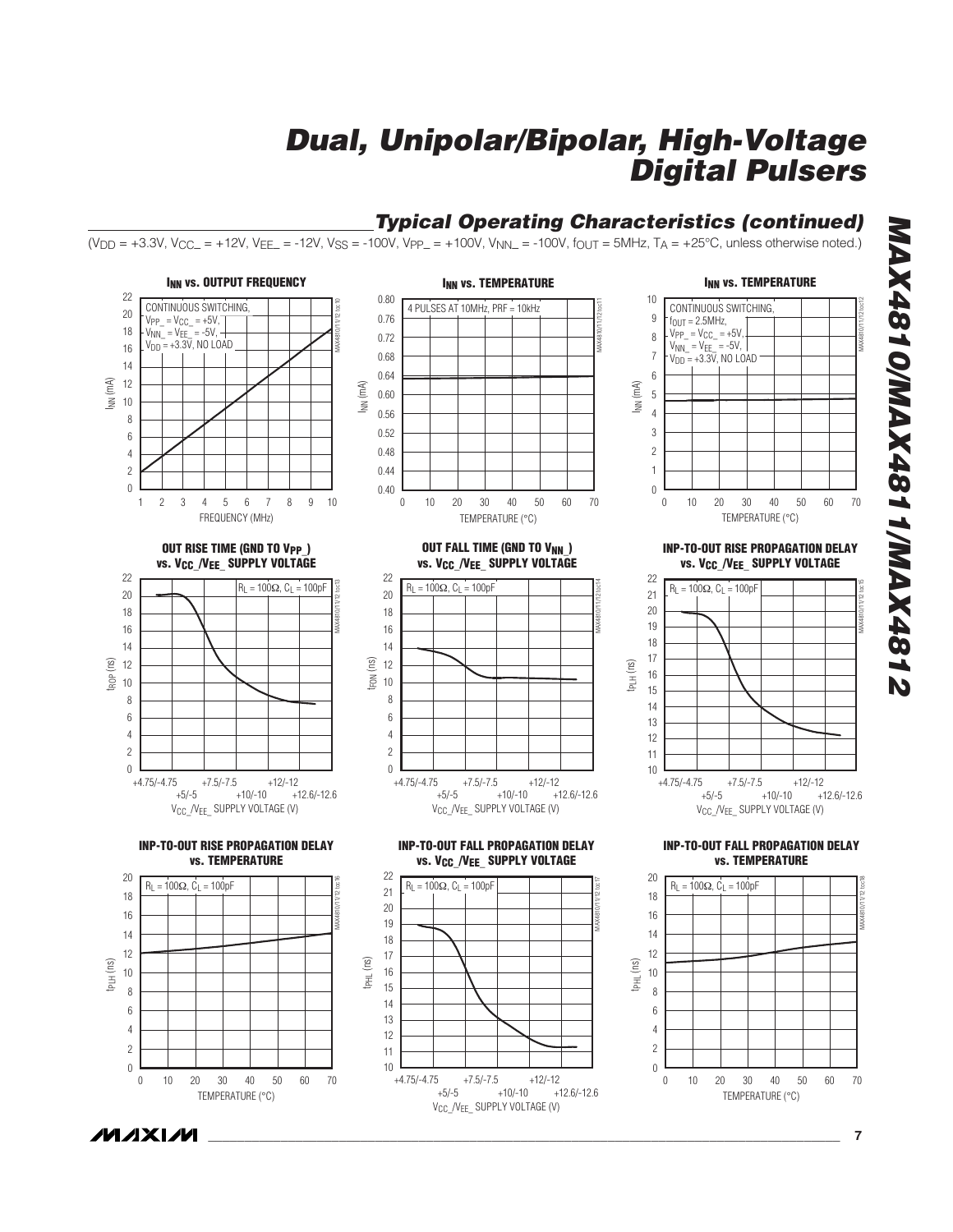## Typical Operating Characteristics (continued)

($V_{DD}$ = +3.3V, $V_{CC\_}$ = +12V, $V_{EE\_}$ = -12V, $V_{SS}$ = -100V, $V_{PP\_}$ = +100V, $V_{NN\_}$ = -100V, $f_{OUT}$ = 5MHz, $T_A$ = +25°C, unless otherwise noted.)

**$I_{NN}$ vs. OUTPUT FREQUENCY**

CONTINUOUS SWITCHING, $V_{PP\_}$ = $V_{CC\_}$ = +5V, $V_{NN\_}$ = $V_{EE\_}$ = -5V, $V_{DD}$ = +3.3V, NO LOAD

**$I_{NN}$ vs. TEMPERATURE**

4 PULSES AT 10MHz, PRF = 10kHz

**$I_{NN}$ vs. TEMPERATURE**

CONTINUOUS SWITCHING, $f_{OUT}$ = 2.5MHz, $V_{PP\_}$ = $V_{CC\_}$ = +5V, $V_{NN\_}$ = $V_{EE\_}$ = -5V, $V_{DD}$ = +3.3V, NO LOAD

**OUT RISE TIME (GND TO $V_{PP\_}$) vs. $V_{CC\_}$/$V_{EE\_}$ SUPPLY VOLTAGE**

$R_L$ = 100Ω, $C_L$ = 100pF

**OUT FALL TIME (GND TO $V_{NN\_}$) vs. $V_{CC\_}$/$V_{EE\_}$ SUPPLY VOLTAGE**

$R_L$ = 100Ω, $C_L$ = 100pF

**INP-TO-OUT RISE PROPAGATION DELAY vs. $V_{CC\_}$/$V_{EE\_}$ SUPPLY VOLTAGE**

$R_L$ = 100Ω, $C_L$ = 100pF

**INP-TO-OUT RISE PROPAGATION DELAY vs. TEMPERATURE**

$R_L$ = 100Ω, $C_L$ = 100pF

**INP-TO-OUT FALL PROPAGATION DELAY vs. $V_{CC\_}$/$V_{EE\_}$ SUPPLY VOLTAGE**

$R_L$ = 100Ω, $C_L$ = 100pF

**INP-TO-OUT FALL PROPAGATION DELAY vs. TEMPERATURE**

$R_L$ = 100Ω, $C_L$ = 100pF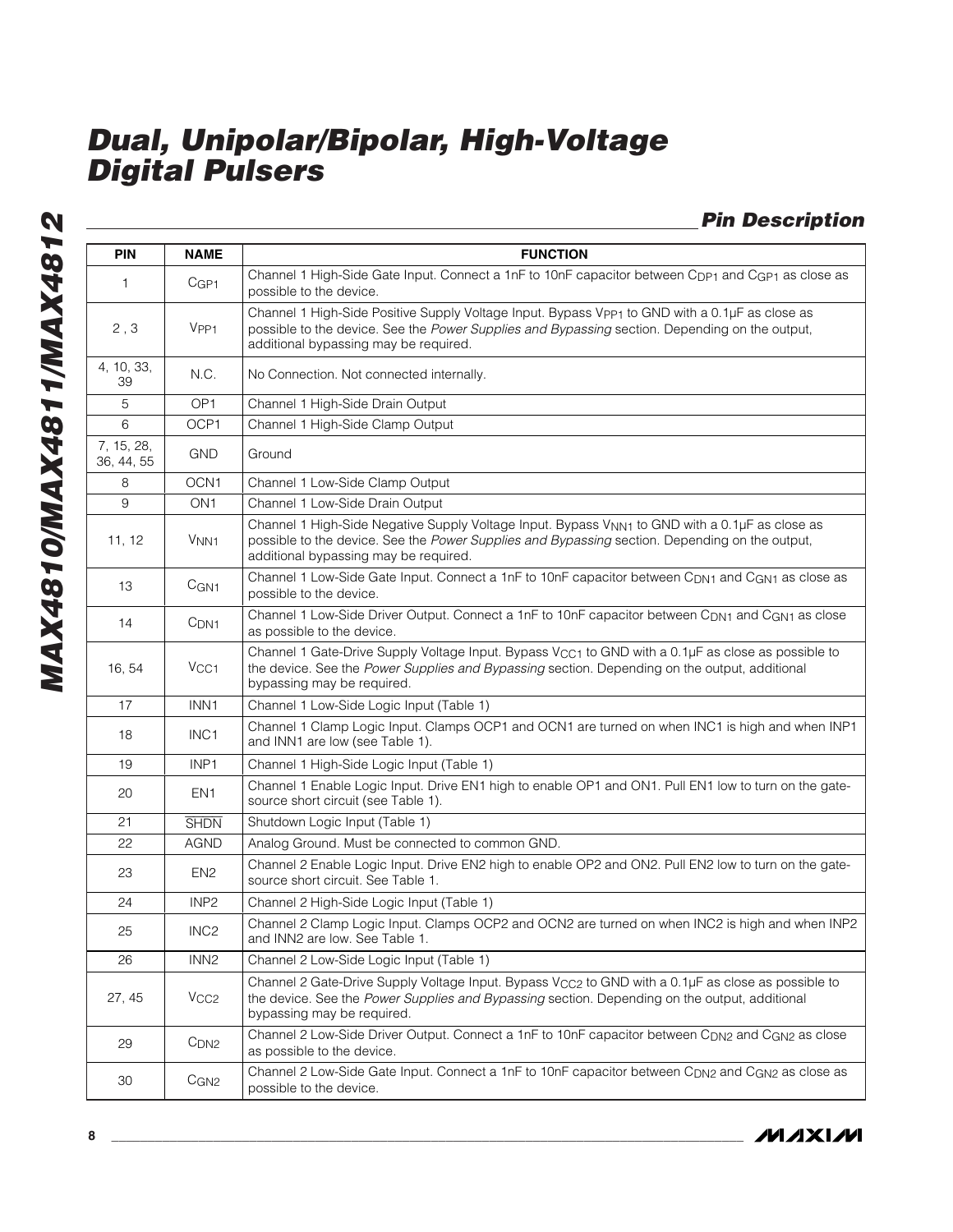## Pin Description

| PIN | NAME | FUNCTION |
|---|---|---|
| 1 | $C_{GP1}$ | Channel 1 High-Side Gate Input. Connect a 1nF to 10nF capacitor between $C_{DP1}$ and $C_{GP1}$ as close as possible to the device. |
| 2 , 3 | $V_{PP1}$ | Channel 1 High-Side Positive Supply Voltage Input. Bypass $V_{PP1}$ to GND with a 0.1µF as close as possible to the device. See the *Power Supplies and Bypassing* section. Depending on the output, additional bypassing may be required. |
| 4, 10, 33, 39 | N.C. | No Connection. Not connected internally. |
| 5 | OP1 | Channel 1 High-Side Drain Output |
| 6 | OCP1 | Channel 1 High-Side Clamp Output |
| 7, 15, 28, 36, 44, 55 | GND | Ground |
| 8 | OCN1 | Channel 1 Low-Side Clamp Output |
| 9 | ON1 | Channel 1 Low-Side Drain Output |
| 11, 12 | $V_{NN1}$ | Channel 1 High-Side Negative Supply Voltage Input. Bypass $V_{NN1}$ to GND with a 0.1µF as close as possible to the device. See the *Power Supplies and Bypassing* section. Depending on the output, additional bypassing may be required. |
| 13 | $C_{GN1}$ | Channel 1 Low-Side Gate Input. Connect a 1nF to 10nF capacitor between $C_{DN1}$ and $C_{GN1}$ as close as possible to the device. |
| 14 | $C_{DN1}$ | Channel 1 Low-Side Driver Output. Connect a 1nF to 10nF capacitor between $C_{DN1}$ and $C_{GN1}$ as close as possible to the device. |
| 16, 54 | $V_{CC1}$ | Channel 1 Gate-Drive Supply Voltage Input. Bypass $V_{CC1}$ to GND with a 0.1µF as close as possible to the device. See the *Power Supplies and Bypassing* section. Depending on the output, additional bypassing may be required. |
| 17 | INN1 | Channel 1 Low-Side Logic Input (Table 1) |
| 18 | INC1 | Channel 1 Clamp Logic Input. Clamps OCP1 and OCN1 are turned on when INC1 is high and when INP1 and INN1 are low (see Table 1). |
| 19 | INP1 | Channel 1 High-Side Logic Input (Table 1) |
| 20 | EN1 | Channel 1 Enable Logic Input. Drive EN1 high to enable OP1 and ON1. Pull EN1 low to turn on the gate-source short circuit (see Table 1). |
| 21 | $\overline{\text{SHDN}}$ | Shutdown Logic Input (Table 1) |
| 22 | AGND | Analog Ground. Must be connected to common GND. |
| 23 | EN2 | Channel 2 Enable Logic Input. Drive EN2 high to enable OP2 and ON2. Pull EN2 low to turn on the gate-source short circuit. See Table 1. |
| 24 | INP2 | Channel 2 High-Side Logic Input (Table 1) |
| 25 | INC2 | Channel 2 Clamp Logic Input. Clamps OCP2 and OCN2 are turned on when INC2 is high and when INP2 and INN2 are low. See Table 1. |
| 26 | INN2 | Channel 2 Low-Side Logic Input (Table 1) |
| 27, 45 | $V_{CC2}$ | Channel 2 Gate-Drive Supply Voltage Input. Bypass $V_{CC2}$ to GND with a 0.1µF as close as possible to the device. See the *Power Supplies and Bypassing* section. Depending on the output, additional bypassing may be required. |
| 29 | $C_{DN2}$ | Channel 2 Low-Side Driver Output. Connect a 1nF to 10nF capacitor between $C_{DN2}$ and $C_{GN2}$ as close as possible to the device. |
| 30 | $C_{GN2}$ | Channel 2 Low-Side Gate Input. Connect a 1nF to 10nF capacitor between $C_{DN2}$ and $C_{GN2}$ as close as possible to the device. |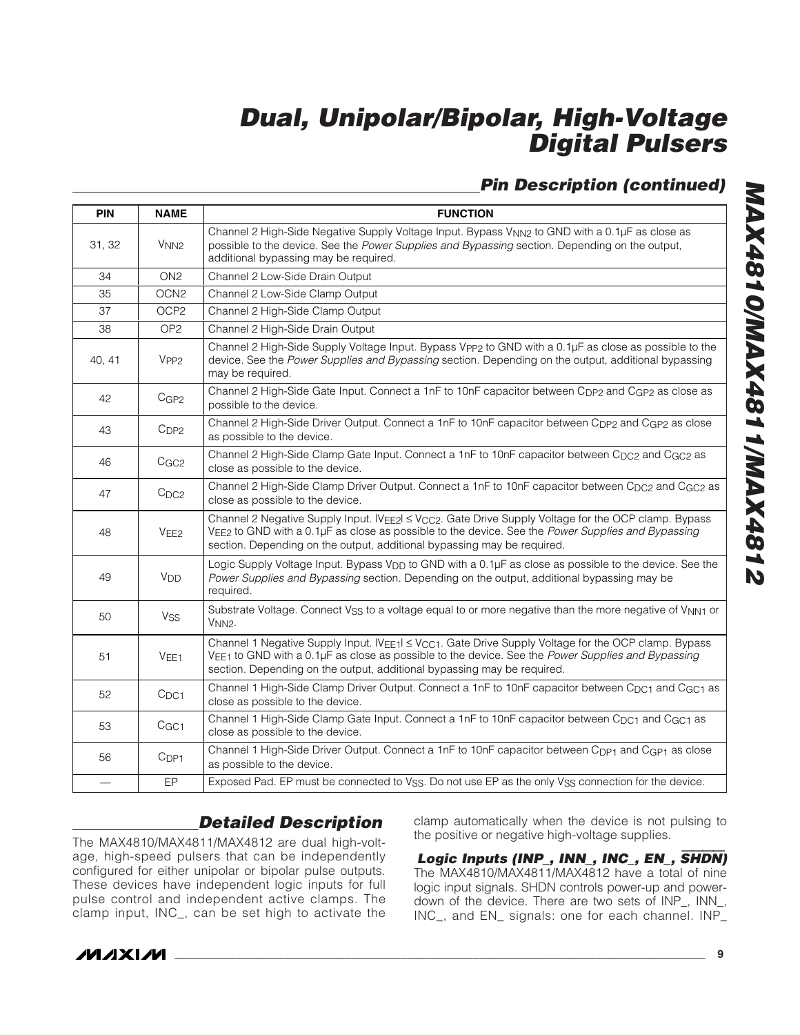## Pin Description (continued)

| PIN | NAME | FUNCTION |
|---|---|---|
| 31, 32 | $V_{NN2}$ | Channel 2 High-Side Negative Supply Voltage Input. Bypass $V_{NN2}$ to GND with a 0.1µF as close as possible to the device. See the *Power Supplies and Bypassing* section. Depending on the output, additional bypassing may be required. |
| 34 | ON2 | Channel 2 Low-Side Drain Output |
| 35 | OCN2 | Channel 2 Low-Side Clamp Output |
| 37 | OCP2 | Channel 2 High-Side Clamp Output |
| 38 | OP2 | Channel 2 High-Side Drain Output |
| 40, 41 | $V_{PP2}$ | Channel 2 High-Side Supply Voltage Input. Bypass $V_{PP2}$ to GND with a 0.1µF as close as possible to the device. See the *Power Supplies and Bypassing* section. Depending on the output, additional bypassing may be required. |
| 42 | $C_{GP2}$ | Channel 2 High-Side Gate Input. Connect a 1nF to 10nF capacitor between $C_{DP2}$ and $C_{GP2}$ as close as possible to the device. |
| 43 | $C_{DP2}$ | Channel 2 High-Side Driver Output. Connect a 1nF to 10nF capacitor between $C_{DP2}$ and $C_{GP2}$ as close as possible to the device. |
| 46 | $C_{GC2}$ | Channel 2 High-Side Clamp Gate Input. Connect a 1nF to 10nF capacitor between $C_{DC2}$ and $C_{GC2}$ as close as possible to the device. |
| 47 | $C_{DC2}$ | Channel 2 High-Side Clamp Driver Output. Connect a 1nF to 10nF capacitor between $C_{DC2}$ and $C_{GC2}$ as close as possible to the device. |
| 48 | $V_{EE2}$ | Channel 2 Negative Supply Input. $\lvert V_{EE2} \rvert \leq V_{CC2}$. Gate Drive Supply Voltage for the OCP clamp. Bypass $V_{EE2}$ to GND with a 0.1µF as close as possible to the device. See the *Power Supplies and Bypassing* section. Depending on the output, additional bypassing may be required. |
| 49 | $V_{DD}$ | Logic Supply Voltage Input. Bypass $V_{DD}$ to GND with a 0.1µF as close as possible to the device. See the *Power Supplies and Bypassing* section. Depending on the output, additional bypassing may be required. |
| 50 | $V_{SS}$ | Substrate Voltage. Connect $V_{SS}$ to a voltage equal to or more negative than the more negative of $V_{NN1}$ or $V_{NN2}$. |
| 51 | $V_{EE1}$ | Channel 1 Negative Supply Input. $\lvert V_{EE1} \rvert \leq V_{CC1}$. Gate Drive Supply Voltage for the OCP clamp. Bypass $V_{EE1}$ to GND with a 0.1µF as close as possible to the device. See the *Power Supplies and Bypassing* section. Depending on the output, additional bypassing may be required. |
| 52 | $C_{DC1}$ | Channel 1 High-Side Clamp Driver Output. Connect a 1nF to 10nF capacitor between $C_{DC1}$ and $C_{GC1}$ as close as possible to the device. |
| 53 | $C_{GC1}$ | Channel 1 High-Side Clamp Gate Input. Connect a 1nF to 10nF capacitor between $C_{DC1}$ and $C_{GC1}$ as close as possible to the device. |
| 56 | $C_{DP1}$ | Channel 1 High-Side Driver Output. Connect a 1nF to 10nF capacitor between $C_{DP1}$ and $C_{GP1}$ as close as possible to the device. |
| — | EP | Exposed Pad. EP must be connected to $V_{SS}$. Do not use EP as the only $V_{SS}$ connection for the device. |

## Detailed Description

The MAX4810/MAX4811/MAX4812 are dual high-voltage, high-speed pulsers that can be independently configured for either unipolar or bipolar pulse outputs. These devices have independent logic inputs for full pulse control and independent active clamps. The clamp input, INC_, can be set high to activate the clamp automatically when the device is not pulsing to the positive or negative high-voltage supplies.

### Logic Inputs (INP_, INN_, INC_, EN_, $\overline{SHDN}$)

The MAX4810/MAX4811/MAX4812 have a total of nine logic input signals. SHDN controls power-up and power-down of the device. There are two sets of INP_, INN_, INC_, and EN_ signals: one for each channel. INP_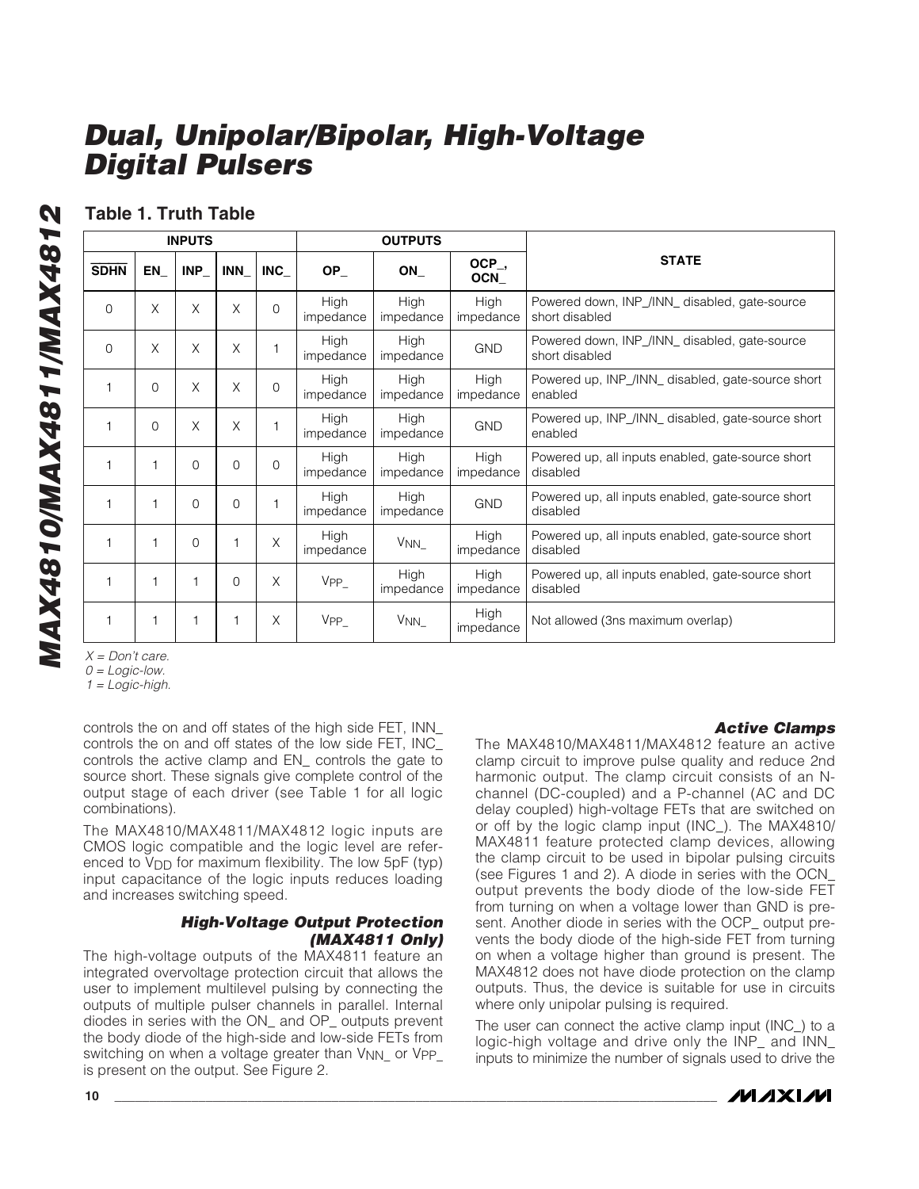## Table 1. Truth Table

| INPUTS | | | | | OUTPUTS | | | STATE |
|---|---|---|---|---|---|---|---|---|
| $\overline{SDHN}$ | EN_ | INP_ | INN_ | INC_ | OP_ | ON_ | OCP_, OCN_ | |
| 0 | X | X | X | 0 | High impedance | High impedance | High impedance | Powered down, INP_/INN_ disabled, gate-source short disabled |
| 0 | X | X | X | 1 | High impedance | High impedance | GND | Powered down, INP_/INN_ disabled, gate-source short disabled |
| 1 | 0 | X | X | 0 | High impedance | High impedance | High impedance | Powered up, INP_/INN_ disabled, gate-source short enabled |
| 1 | 0 | X | X | 1 | High impedance | High impedance | GND | Powered up, INP_/INN_ disabled, gate-source short enabled |
| 1 | 1 | 0 | 0 | 0 | High impedance | High impedance | High impedance | Powered up, all inputs enabled, gate-source short disabled |
| 1 | 1 | 0 | 0 | 1 | High impedance | High impedance | GND | Powered up, all inputs enabled, gate-source short disabled |
| 1 | 1 | 0 | 1 | X | High impedance | $V_{NN\_}$ | High impedance | Powered up, all inputs enabled, gate-source short disabled |
| 1 | 1 | 1 | 0 | X | $V_{PP\_}$ | High impedance | High impedance | Powered up, all inputs enabled, gate-source short disabled |
| 1 | 1 | 1 | 1 | X | $V_{PP\_}$ | $V_{NN\_}$ | High impedance | Not allowed (3ns maximum overlap) |

*X = Don't care.*
*0 = Logic-low.*
*1 = Logic-high.*

controls the on and off states of the high side FET, INN_ controls the on and off states of the low side FET, INC_ controls the active clamp and EN_ controls the gate to source short. These signals give complete control of the output stage of each driver (see Table 1 for all logic combinations).

The MAX4810/MAX4811/MAX4812 logic inputs are CMOS logic compatible and the logic level are referenced to $V_{DD}$ for maximum flexibility. The low 5pF (typ) input capacitance of the logic inputs reduces loading and increases switching speed.

### High-Voltage Output Protection (MAX4811 Only)

The high-voltage outputs of the MAX4811 feature an integrated overvoltage protection circuit that allows the user to implement multilevel pulsing by connecting the outputs of multiple pulser channels in parallel. Internal diodes in series with the ON_ and OP_ outputs prevent the body diode of the high-side and low-side FETs from switching on when a voltage greater than $V_{NN\_}$ or $V_{PP\_}$ is present on the output. See Figure 2.

### Active Clamps

The MAX4810/MAX4811/MAX4812 feature an active clamp circuit to improve pulse quality and reduce 2nd harmonic output. The clamp circuit consists of an N-channel (DC-coupled) and a P-channel (AC and DC delay coupled) high-voltage FETs that are switched on or off by the logic clamp input (INC_). The MAX4810/MAX4811 feature protected clamp devices, allowing the clamp circuit to be used in bipolar pulsing circuits (see Figures 1 and 2). A diode in series with the OCN_ output prevents the body diode of the low-side FET from turning on when a voltage lower than GND is present. Another diode in series with the OCP_ output prevents the body diode of the high-side FET from turning on when a voltage higher than ground is present. The MAX4812 does not have diode protection on the clamp outputs. Thus, the device is suitable for use in circuits where only unipolar pulsing is required.

The user can connect the active clamp input (INC_) to a logic-high voltage and drive only the INP_ and INN_ inputs to minimize the number of signals used to drive the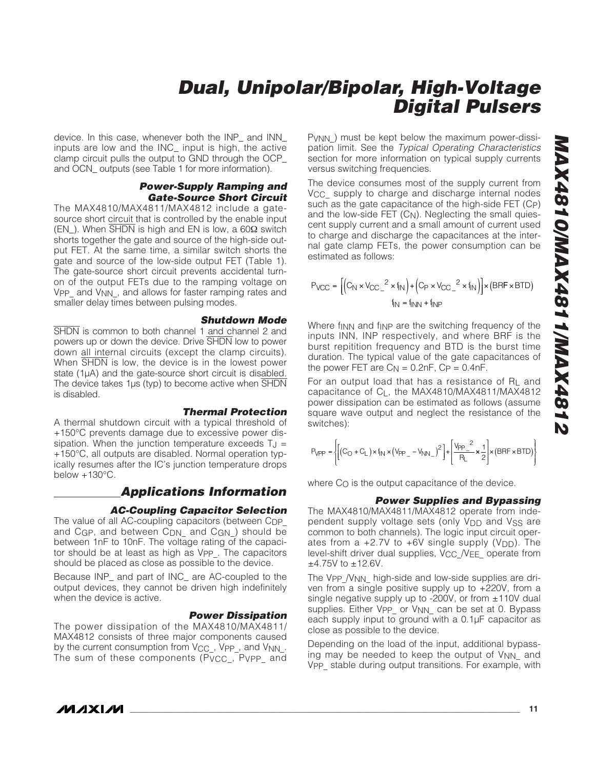device. In this case, whenever both the INP_ and INN_ inputs are low and the INC_ input is high, the active clamp circuit pulls the output to GND through the OCP_ and OCN_ outputs (see Table 1 for more information).

### Power-Supply Ramping and Gate-Source Short Circuit

The MAX4810/MAX4811/MAX4812 include a gate-source short circuit that is controlled by the enable input (EN_). When SHDN is high and EN is low, a 60Ω switch shorts together the gate and source of the high-side output FET. At the same time, a similar switch shorts the gate and source of the low-side output FET (Table 1). The gate-source short circuit prevents accidental turn-on of the output FETs due to the ramping voltage on $V_{PP\_}$ and $V_{NN\_}$, and allows for faster ramping rates and smaller delay times between pulsing modes.

### Shutdown Mode

SHDN is common to both channel 1 and channel 2 and powers up or down the device. Drive SHDN low to power down all internal circuits (except the clamp circuits). When SHDN is low, the device is in the lowest power state (1µA) and the gate-source short circuit is disabled. The device takes 1µs (typ) to become active when SHDN is disabled.

### Thermal Protection

A thermal shutdown circuit with a typical threshold of +150°C prevents damage due to excessive power dissipation. When the junction temperature exceeds $T_J$ = +150°C, all outputs are disabled. Normal operation typically resumes after the IC's junction temperature drops below +130°C.

## Applications Information

### AC-Coupling Capacitor Selection

The value of all AC-coupling capacitors (between $C_{DP\_}$ and $C_{GP}$, and between $C_{DN\_}$ and $C_{GN\_}$) should be between 1nF to 10nF. The voltage rating of the capacitor should be at least as high as $V_{PP\_}$. The capacitors should be placed as close as possible to the device.

Because INP_ and part of INC_ are AC-coupled to the output devices, they cannot be driven high indefinitely when the device is active.

### Power Dissipation

The power dissipation of the MAX4810/MAX4811/MAX4812 consists of three major components caused by the current consumption from $V_{CC\_}$, $V_{PP\_}$, and $V_{NN\_}$. The sum of these components ($P_{VCC\_}$, $P_{VPP\_}$ and $P_{VNN\_}$) must be kept below the maximum power-dissipation limit. See the *Typical Operating Characteristics* section for more information on typical supply currents versus switching frequencies.

The device consumes most of the supply current from $V_{CC\_}$ supply to charge and discharge internal nodes such as the gate capacitance of the high-side FET ($C_P$) and the low-side FET ($C_N$). Neglecting the small quiescent supply current and a small amount of current used to charge and discharge the capacitances at the internal gate clamp FETs, the power consumption can be estimated as follows:

$$P_{VCC} = \left[\left(C_N \times V_{CC\_}{}^2 \times f_{IN}\right) + \left(C_P \times V_{CC\_}{}^2 \times f_{IN}\right)\right] \times \left(BRF \times BTD\right)$$

$$f_{IN} = f_{INN} + f_{INP}$$

Where $f_{INN}$ and $f_{INP}$ are the switching frequency of the inputs INN, INP respectively, and where BRF is the burst repitition frequency and BTD is the burst time duration. The typical value of the gate capacitances of the power FET are $C_N$ = 0.2nF, $C_P$ = 0.4nF.

For an output load that has a resistance of $R_L$ and capacitance of $C_L$, the MAX4810/MAX4811/MAX4812 power dissipation can be estimated as follows (assume square wave output and neglect the resistance of the switches):

$$P_{VPP} = \left\{\left[\left(C_O + C_L\right) \times f_{IN} \times \left(V_{PP\_} - V_{NN\_}\right)^2\right] + \left[\frac{V_{PP\_}{}^2}{R_L} \times \frac{1}{2}\right] \times \left(BRF \times BTD\right)\right\}$$

where $C_O$ is the output capacitance of the device.

### Power Supplies and Bypassing

The MAX4810/MAX4811/MAX4812 operate from independent supply voltage sets (only $V_{DD}$ and $V_{SS}$ are common to both channels). The logic input circuit operates from a +2.7V to +6V single supply ($V_{DD}$). The level-shift driver dual supplies, $V_{CC\_}/V_{EE\_}$ operate from ±4.75V to ±12.6V.

The $V_{PP\_}/V_{NN\_}$ high-side and low-side supplies are driven from a single positive supply up to +220V, from a single negative supply up to -200V, or from ±110V dual supplies. Either $V_{PP\_}$ or $V_{NN\_}$ can be set at 0. Bypass each supply input to ground with a 0.1µF capacitor as close as possible to the device.

Depending on the load of the input, additional bypassing may be needed to keep the output of $V_{NN\_}$ and $V_{PP\_}$ stable during output transitions. For example, with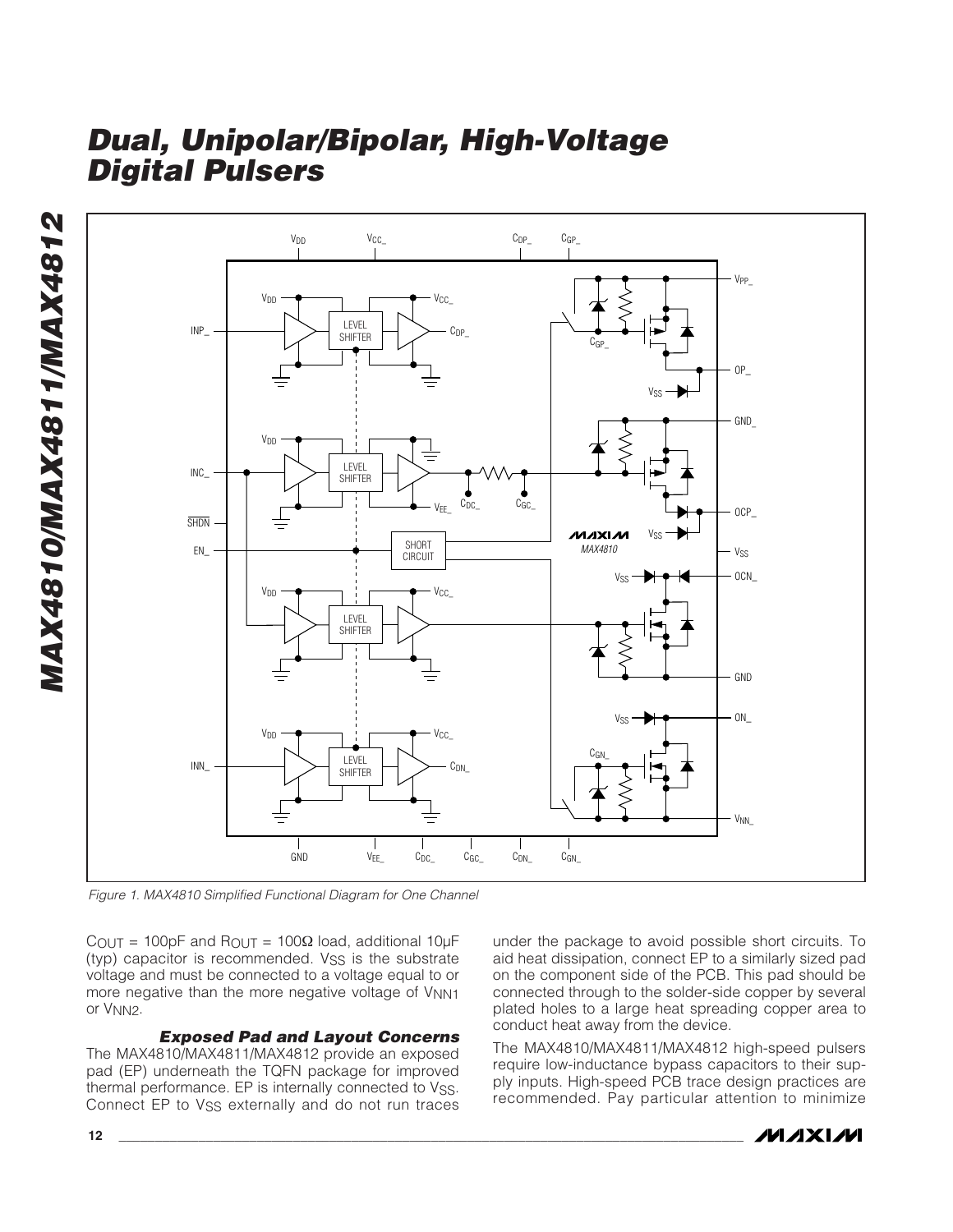Figure 1. MAX4810 Simplified Functional Diagram for One Channel

$C_{OUT}$ = 100pF and $R_{OUT}$ = 100Ω load, additional 10µF (typ) capacitor is recommended. $V_{SS}$ is the substrate voltage and must be connected to a voltage equal to or more negative than the more negative voltage of $V_{NN1}$ or $V_{NN2}$.

### Exposed Pad and Layout Concerns

The MAX4810/MAX4811/MAX4812 provide an exposed pad (EP) underneath the TQFN package for improved thermal performance. EP is internally connected to $V_{SS}$. Connect EP to $V_{SS}$ externally and do not run traces under the package to avoid possible short circuits. To aid heat dissipation, connect EP to a similarly sized pad on the component side of the PCB. This pad should be connected through to the solder-side copper by several plated holes to a large heat spreading copper area to conduct heat away from the device.

The MAX4810/MAX4811/MAX4812 high-speed pulsers require low-inductance bypass capacitors to their supply inputs. High-speed PCB trace design practices are recommended. Pay particular attention to minimize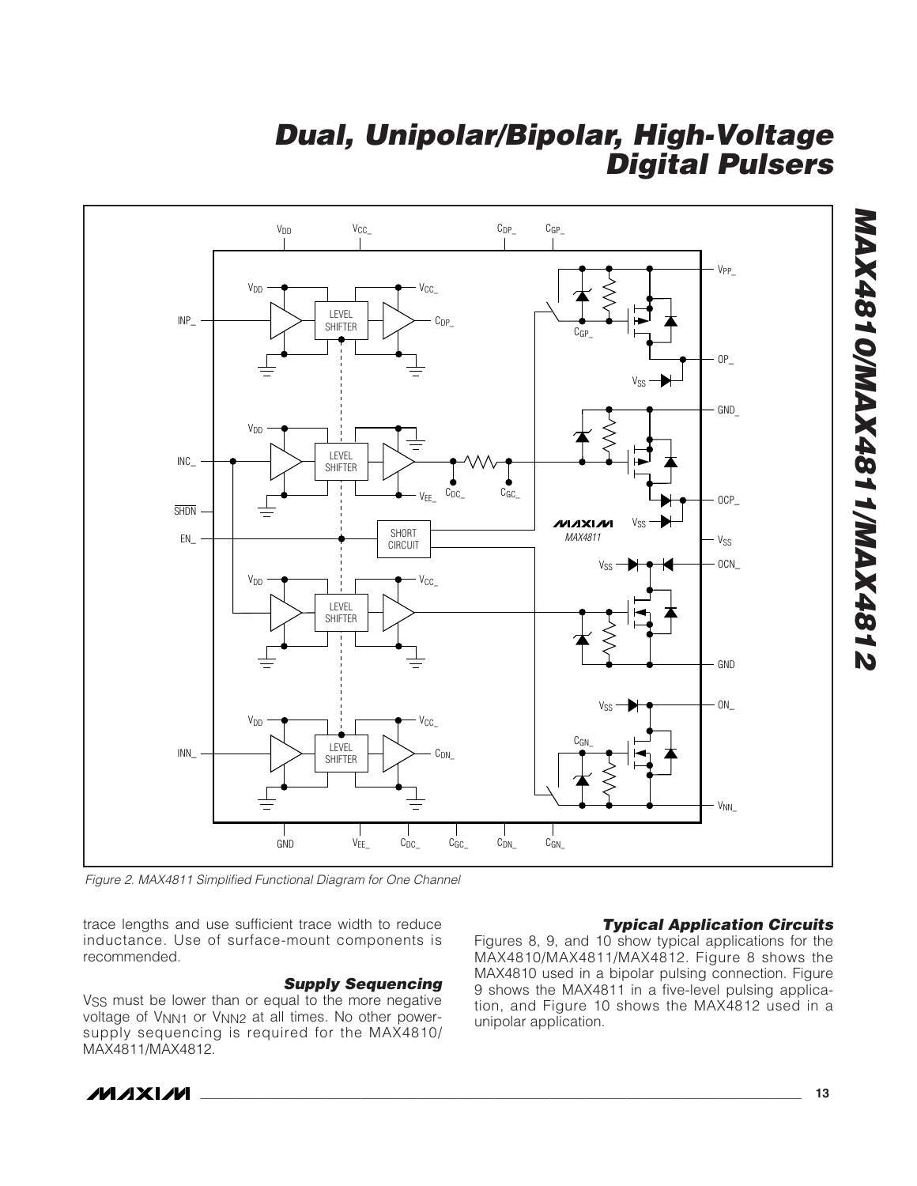Figure 2. MAX4811 Simplified Functional Diagram for One Channel

trace lengths and use sufficient trace width to reduce inductance. Use of surface-mount components is recommended.

### Supply Sequencing

$V_{SS}$ must be lower than or equal to the more negative voltage of $V_{NN1}$ or $V_{NN2}$ at all times. No other power-supply sequencing is required for the MAX4810/MAX4811/MAX4812.

### Typical Application Circuits

Figures 8, 9, and 10 show typical applications for the MAX4810/MAX4811/MAX4812. Figure 8 shows the MAX4810 used in a bipolar pulsing connection. Figure 9 shows the MAX4811 in a five-level pulsing application, and Figure 10 shows the MAX4812 used in a unipolar application.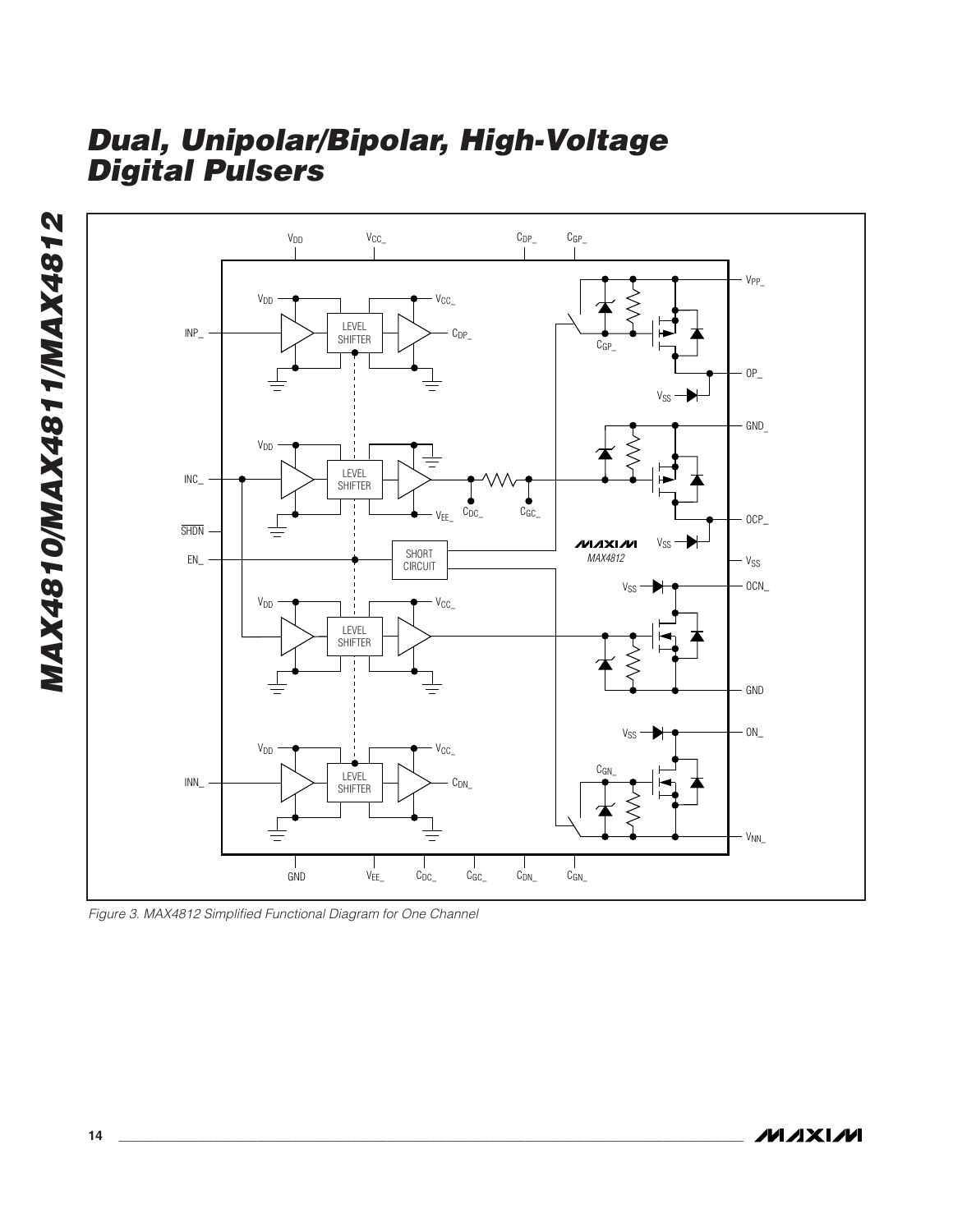Figure 3. MAX4812 Simplified Functional Diagram for One Channel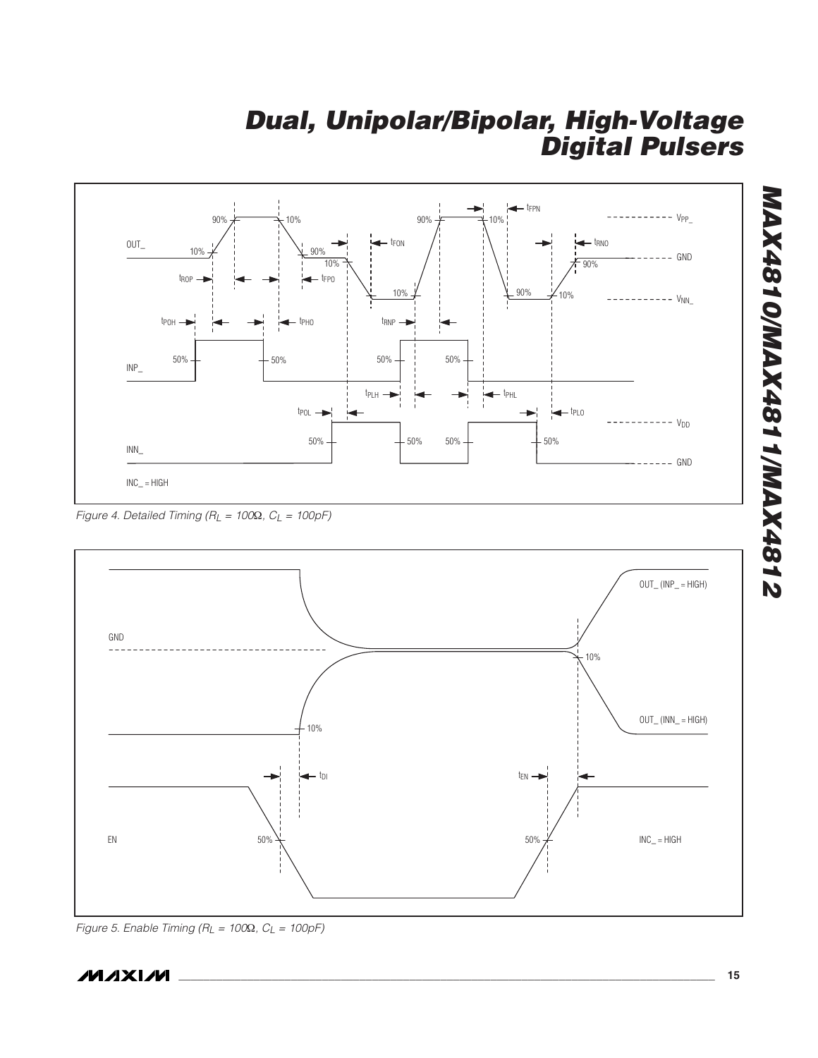*Figure 4. Detailed Timing ($R_L$ = 100Ω, $C_L$ = 100pF)*

*Figure 5. Enable Timing ($R_L$ = 100Ω, $C_L$ = 100pF)*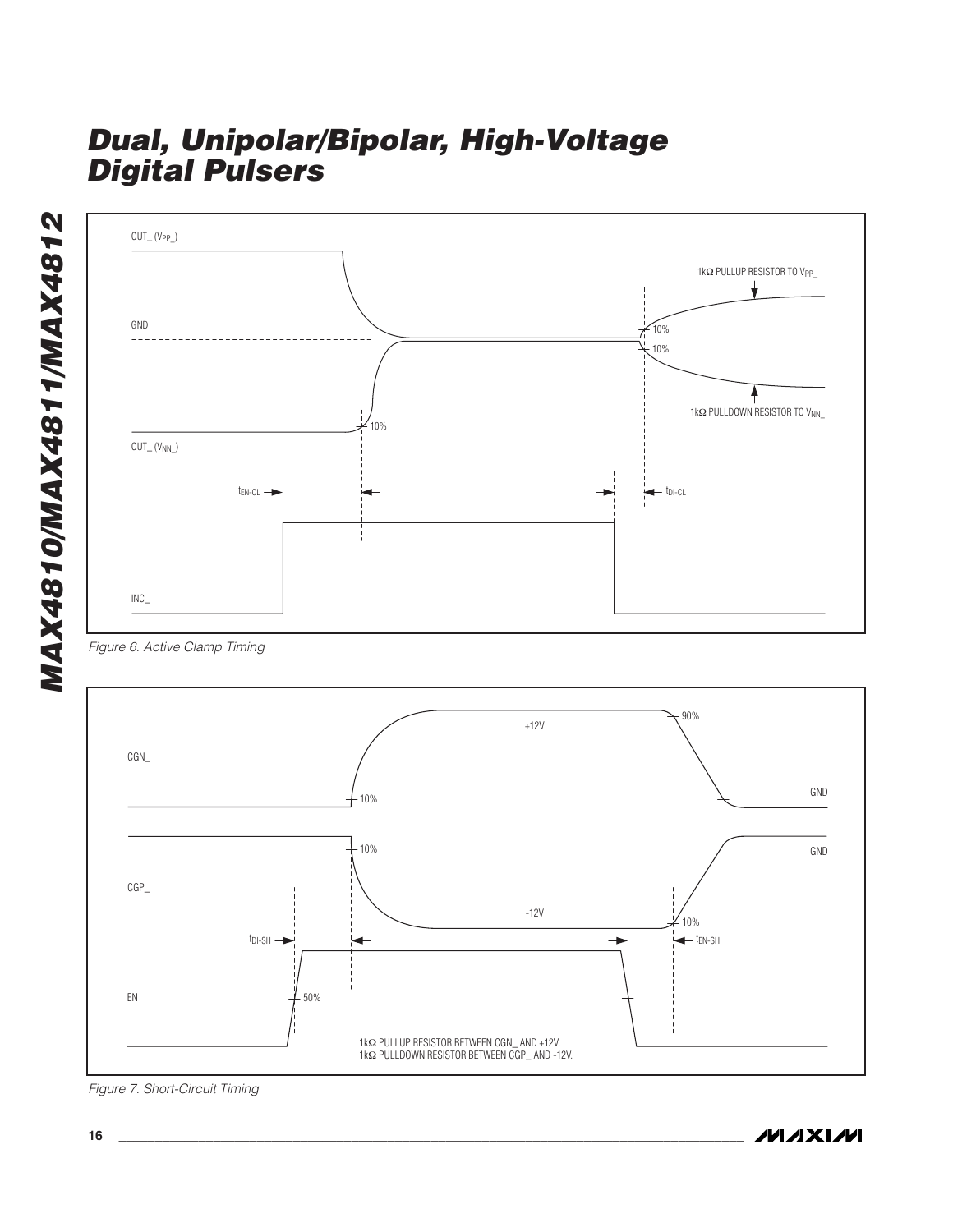OUT_ ($V_{PP\_}$)

$1k\Omega$ PULLUP RESISTOR TO $V_{PP\_}$

GND

10%

10%

10%

$1k\Omega$ PULLDOWN RESISTOR TO $V_{NN\_}$

OUT_ ($V_{NN\_}$)

$t_{EN-CL}$

$t_{DI-CL}$

INC_

*Figure 6. Active Clamp Timing*

CGN_

+12V

90%

10%

GND

10%

GND

CGP_

-12V

10%

$t_{DI-SH}$

$t_{EN-SH}$

EN

50%

$1k\Omega$ PULLUP RESISTOR BETWEEN CGN_ AND +12V.
$1k\Omega$ PULLDOWN RESISTOR BETWEEN CGP_ AND -12V.

*Figure 7. Short-Circuit Timing*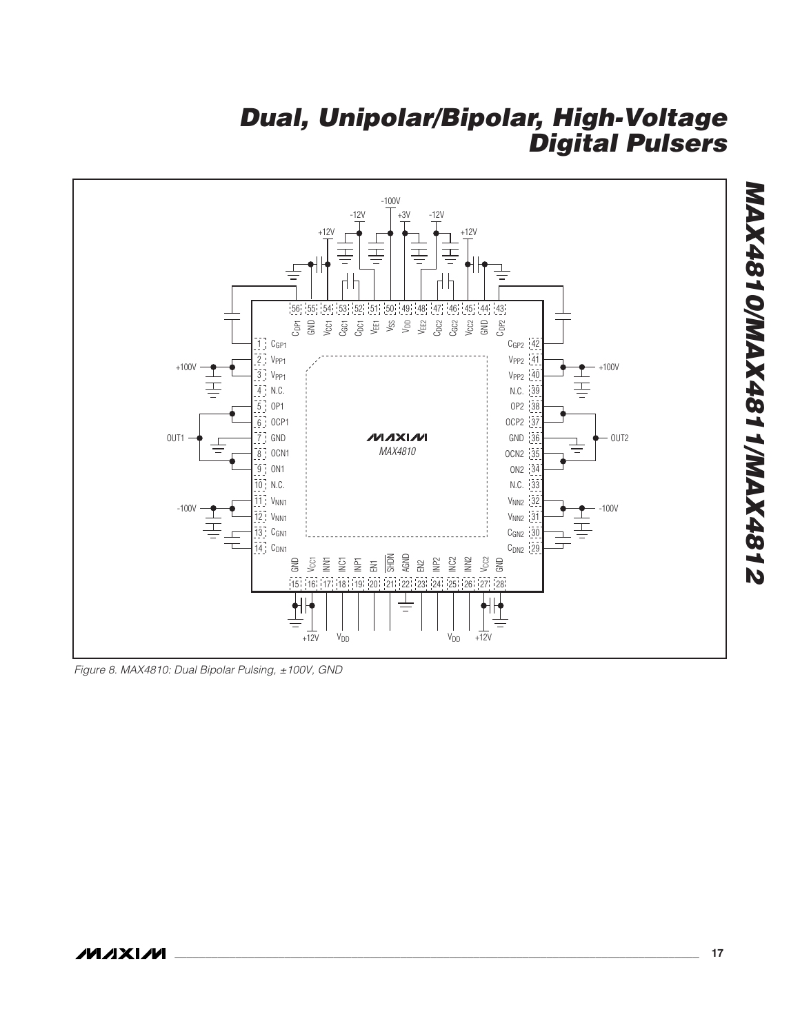Figure 8. MAX4810: Dual Bipolar Pulsing, ±100V, GND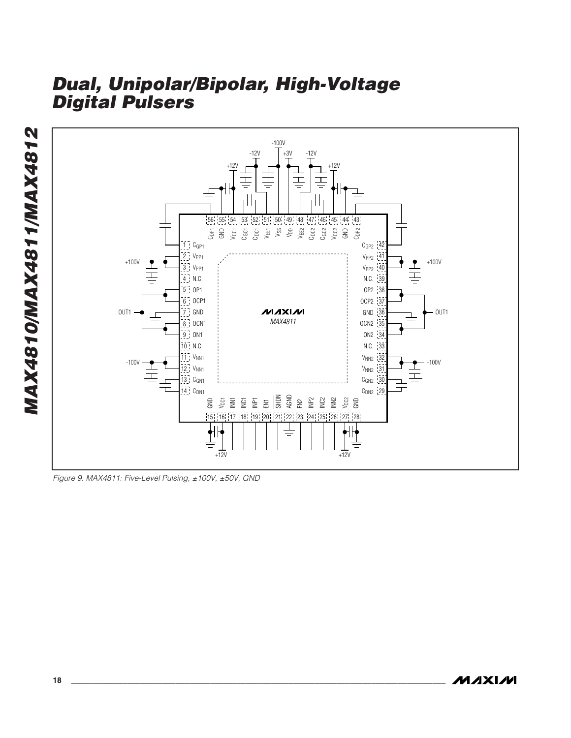Figure 9. MAX4811: Five-Level Pulsing, ±100V, ±50V, GND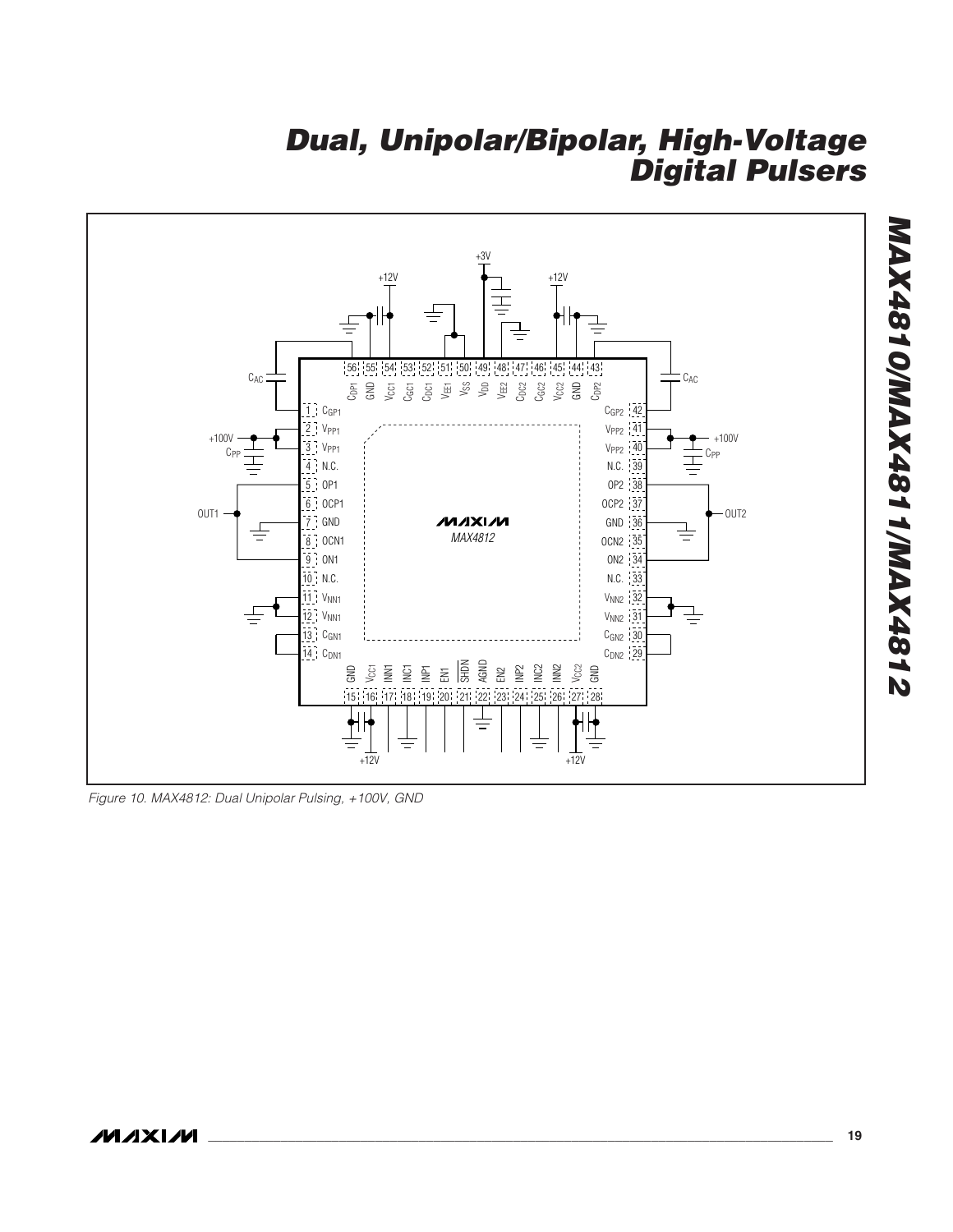Figure 10. MAX4812: Dual Unipolar Pulsing, +100V, GND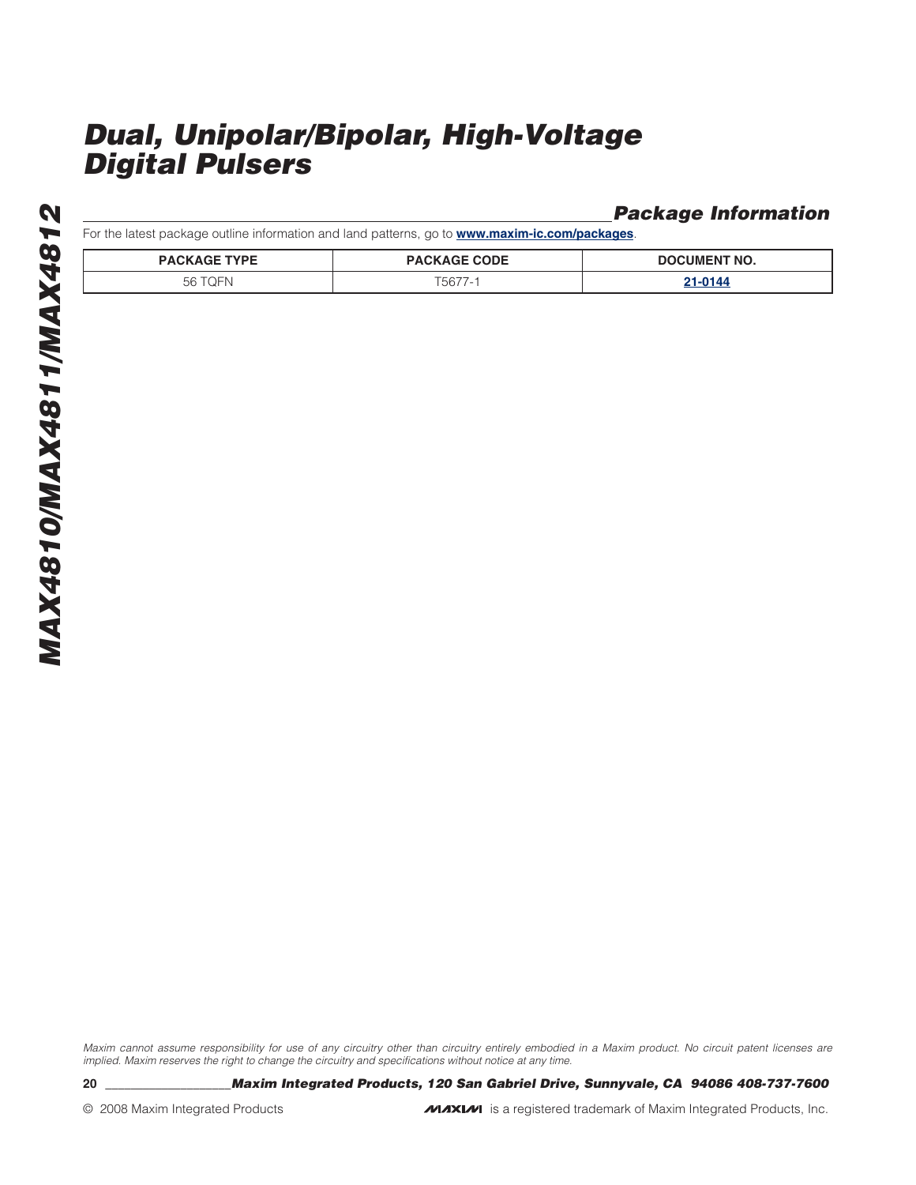## Package Information

For the latest package outline information and land patterns, go to **www.maxim-ic.com/packages**.

| PACKAGE TYPE | PACKAGE CODE | DOCUMENT NO. |
|---|---|---|
| 56 TQFN | T5677-1 | 21-0144 |

*Maxim cannot assume responsibility for use of any circuitry other than circuitry entirely embodied in a Maxim product. No circuit patent licenses are implied. Maxim reserves the right to change the circuitry and specifications without notice at any time.*

***Maxim Integrated Products, 120 San Gabriel Drive, Sunnyvale, CA 94086 408-737-7600***

© 2008 Maxim Integrated Products

MAXIM is a registered trademark of Maxim Integrated Products, Inc.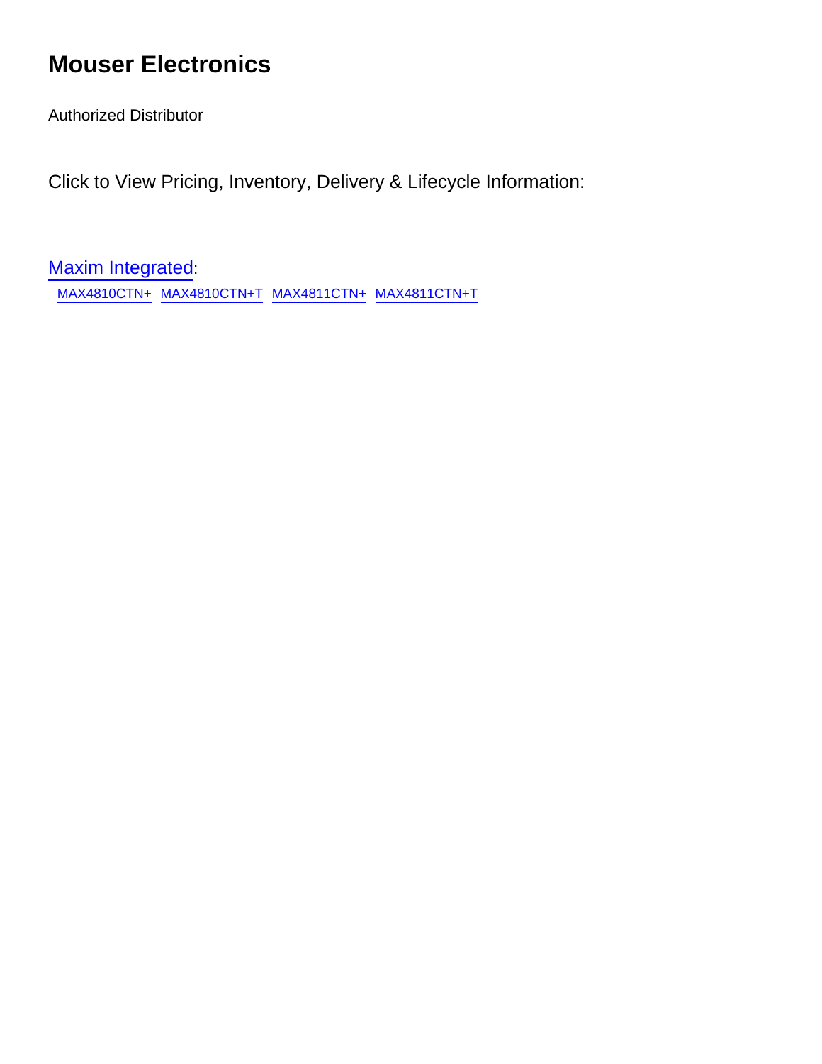# Mouser Electronics

Authorized Distributor

Click to View Pricing, Inventory, Delivery & Lifecycle Information:

Maxim Integrated:

MAX4810CTN+ MAX4810CTN+T MAX4811CTN+ MAX4811CTN+T